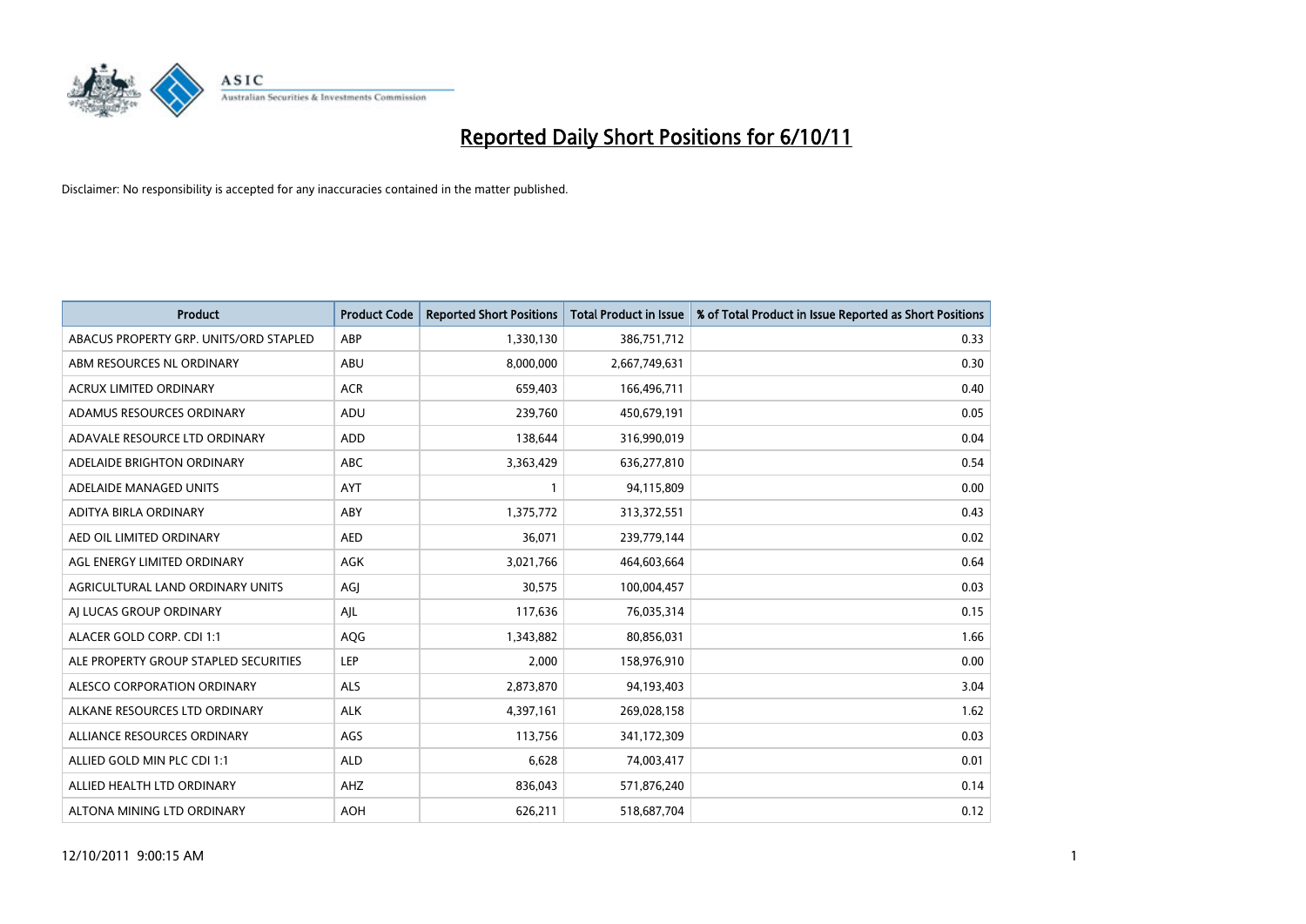# Reported Daily Short Positions for 6/10/11

Disclaimer: No responsibility is accepted for any inaccuracies contained in the matter published.

| Product | Product Code | Reported Short Positions | Total Product in Issue | % of Total Product in Issue Reported as Short Positions |
|---|---|---|---|---|
| ABACUS PROPERTY GRP. UNITS/ORD STAPLED | ABP | 1,330,130 | 386,751,712 | 0.33 |
| ABM RESOURCES NL ORDINARY | ABU | 8,000,000 | 2,667,749,631 | 0.30 |
| ACRUX LIMITED ORDINARY | ACR | 659,403 | 166,496,711 | 0.40 |
| ADAMUS RESOURCES ORDINARY | ADU | 239,760 | 450,679,191 | 0.05 |
| ADAVALE RESOURCE LTD ORDINARY | ADD | 138,644 | 316,990,019 | 0.04 |
| ADELAIDE BRIGHTON ORDINARY | ABC | 3,363,429 | 636,277,810 | 0.54 |
| ADELAIDE MANAGED UNITS | AYT | 1 | 94,115,809 | 0.00 |
| ADITYA BIRLA ORDINARY | ABY | 1,375,772 | 313,372,551 | 0.43 |
| AED OIL LIMITED ORDINARY | AED | 36,071 | 239,779,144 | 0.02 |
| AGL ENERGY LIMITED ORDINARY | AGK | 3,021,766 | 464,603,664 | 0.64 |
| AGRICULTURAL LAND ORDINARY UNITS | AGJ | 30,575 | 100,004,457 | 0.03 |
| AJ LUCAS GROUP ORDINARY | AJL | 117,636 | 76,035,314 | 0.15 |
| ALACER GOLD CORP. CDI 1:1 | AQG | 1,343,882 | 80,856,031 | 1.66 |
| ALE PROPERTY GROUP STAPLED SECURITIES | LEP | 2,000 | 158,976,910 | 0.00 |
| ALESCO CORPORATION ORDINARY | ALS | 2,873,870 | 94,193,403 | 3.04 |
| ALKANE RESOURCES LTD ORDINARY | ALK | 4,397,161 | 269,028,158 | 1.62 |
| ALLIANCE RESOURCES ORDINARY | AGS | 113,756 | 341,172,309 | 0.03 |
| ALLIED GOLD MIN PLC CDI 1:1 | ALD | 6,628 | 74,003,417 | 0.01 |
| ALLIED HEALTH LTD ORDINARY | AHZ | 836,043 | 571,876,240 | 0.14 |
| ALTONA MINING LTD ORDINARY | AOH | 626,211 | 518,687,704 | 0.12 |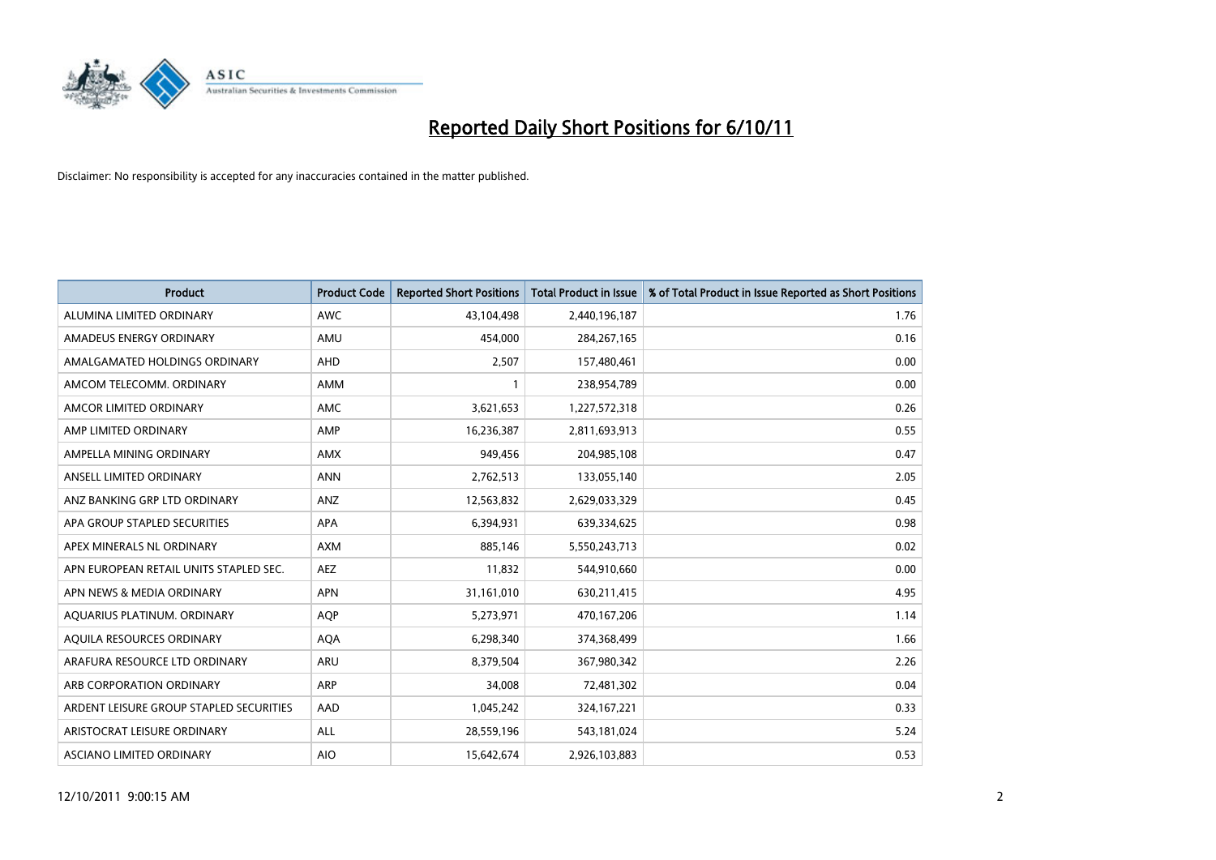# Reported Daily Short Positions for 6/10/11

Disclaimer: No responsibility is accepted for any inaccuracies contained in the matter published.

| Product | Product Code | Reported Short Positions | Total Product in Issue | % of Total Product in Issue Reported as Short Positions |
|---|---|---|---|---|
| ALUMINA LIMITED ORDINARY | AWC | 43,104,498 | 2,440,196,187 | 1.76 |
| AMADEUS ENERGY ORDINARY | AMU | 454,000 | 284,267,165 | 0.16 |
| AMALGAMATED HOLDINGS ORDINARY | AHD | 2,507 | 157,480,461 | 0.00 |
| AMCOM TELECOMM. ORDINARY | AMM | 1 | 238,954,789 | 0.00 |
| AMCOR LIMITED ORDINARY | AMC | 3,621,653 | 1,227,572,318 | 0.26 |
| AMP LIMITED ORDINARY | AMP | 16,236,387 | 2,811,693,913 | 0.55 |
| AMPELLA MINING ORDINARY | AMX | 949,456 | 204,985,108 | 0.47 |
| ANSELL LIMITED ORDINARY | ANN | 2,762,513 | 133,055,140 | 2.05 |
| ANZ BANKING GRP LTD ORDINARY | ANZ | 12,563,832 | 2,629,033,329 | 0.45 |
| APA GROUP STAPLED SECURITIES | APA | 6,394,931 | 639,334,625 | 0.98 |
| APEX MINERALS NL ORDINARY | AXM | 885,146 | 5,550,243,713 | 0.02 |
| APN EUROPEAN RETAIL UNITS STAPLED SEC. | AEZ | 11,832 | 544,910,660 | 0.00 |
| APN NEWS & MEDIA ORDINARY | APN | 31,161,010 | 630,211,415 | 4.95 |
| AQUARIUS PLATINUM. ORDINARY | AQP | 5,273,971 | 470,167,206 | 1.14 |
| AQUILA RESOURCES ORDINARY | AQA | 6,298,340 | 374,368,499 | 1.66 |
| ARAFURA RESOURCE LTD ORDINARY | ARU | 8,379,504 | 367,980,342 | 2.26 |
| ARB CORPORATION ORDINARY | ARP | 34,008 | 72,481,302 | 0.04 |
| ARDENT LEISURE GROUP STAPLED SECURITIES | AAD | 1,045,242 | 324,167,221 | 0.33 |
| ARISTOCRAT LEISURE ORDINARY | ALL | 28,559,196 | 543,181,024 | 5.24 |
| ASCIANO LIMITED ORDINARY | AIO | 15,642,674 | 2,926,103,883 | 0.53 |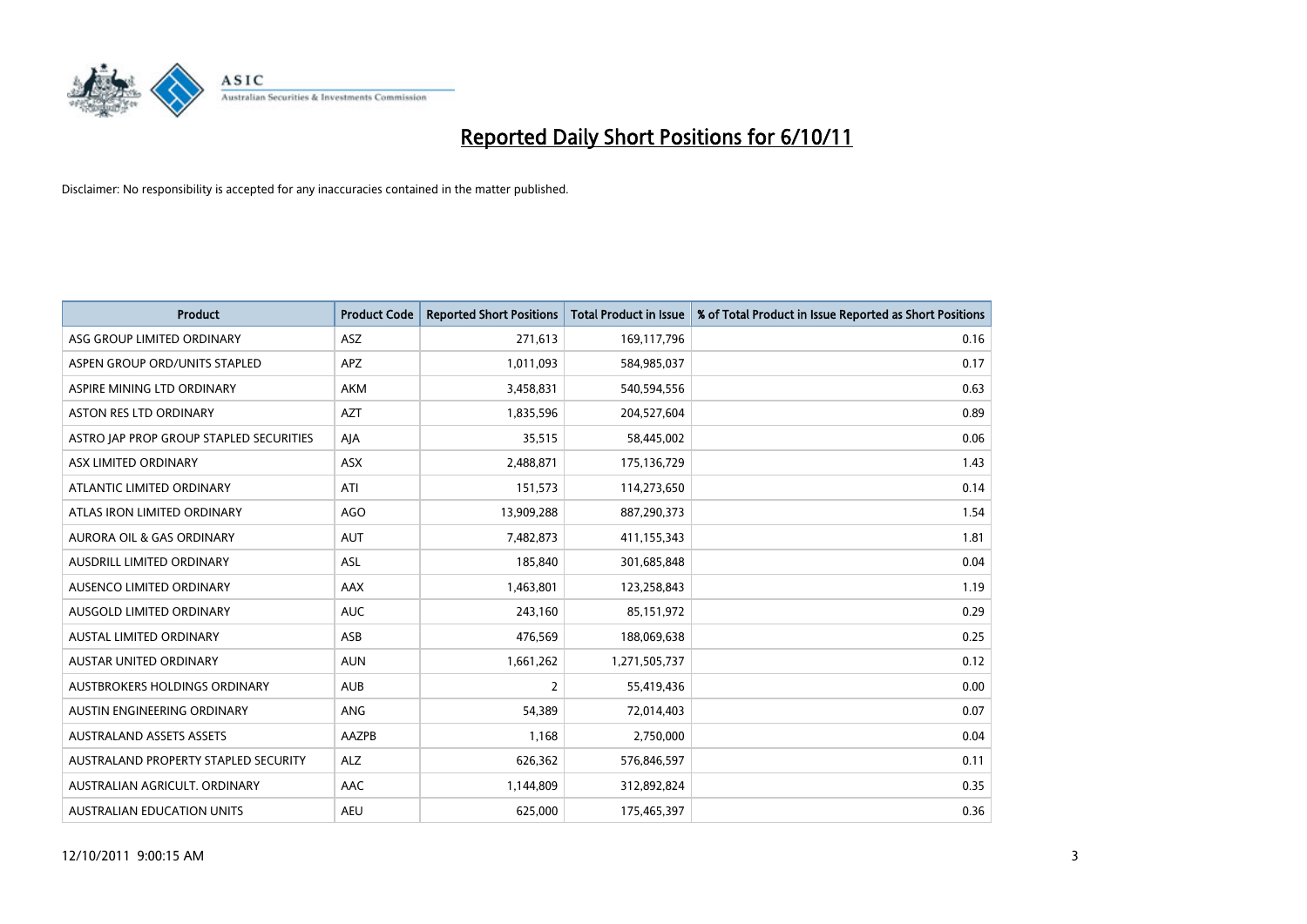# Reported Daily Short Positions for 6/10/11

Disclaimer: No responsibility is accepted for any inaccuracies contained in the matter published.

| Product | Product Code | Reported Short Positions | Total Product in Issue | % of Total Product in Issue Reported as Short Positions |
|---|---|---|---|---|
| ASG GROUP LIMITED ORDINARY | ASZ | 271,613 | 169,117,796 | 0.16 |
| ASPEN GROUP ORD/UNITS STAPLED | APZ | 1,011,093 | 584,985,037 | 0.17 |
| ASPIRE MINING LTD ORDINARY | AKM | 3,458,831 | 540,594,556 | 0.63 |
| ASTON RES LTD ORDINARY | AZT | 1,835,596 | 204,527,604 | 0.89 |
| ASTRO JAP PROP GROUP STAPLED SECURITIES | AJA | 35,515 | 58,445,002 | 0.06 |
| ASX LIMITED ORDINARY | ASX | 2,488,871 | 175,136,729 | 1.43 |
| ATLANTIC LIMITED ORDINARY | ATI | 151,573 | 114,273,650 | 0.14 |
| ATLAS IRON LIMITED ORDINARY | AGO | 13,909,288 | 887,290,373 | 1.54 |
| AURORA OIL & GAS ORDINARY | AUT | 7,482,873 | 411,155,343 | 1.81 |
| AUSDRILL LIMITED ORDINARY | ASL | 185,840 | 301,685,848 | 0.04 |
| AUSENCO LIMITED ORDINARY | AAX | 1,463,801 | 123,258,843 | 1.19 |
| AUSGOLD LIMITED ORDINARY | AUC | 243,160 | 85,151,972 | 0.29 |
| AUSTAL LIMITED ORDINARY | ASB | 476,569 | 188,069,638 | 0.25 |
| AUSTAR UNITED ORDINARY | AUN | 1,661,262 | 1,271,505,737 | 0.12 |
| AUSTBROKERS HOLDINGS ORDINARY | AUB | 2 | 55,419,436 | 0.00 |
| AUSTIN ENGINEERING ORDINARY | ANG | 54,389 | 72,014,403 | 0.07 |
| AUSTRALAND ASSETS ASSETS | AAZPB | 1,168 | 2,750,000 | 0.04 |
| AUSTRALAND PROPERTY STAPLED SECURITY | ALZ | 626,362 | 576,846,597 | 0.11 |
| AUSTRALIAN AGRICULT. ORDINARY | AAC | 1,144,809 | 312,892,824 | 0.35 |
| AUSTRALIAN EDUCATION UNITS | AEU | 625,000 | 175,465,397 | 0.36 |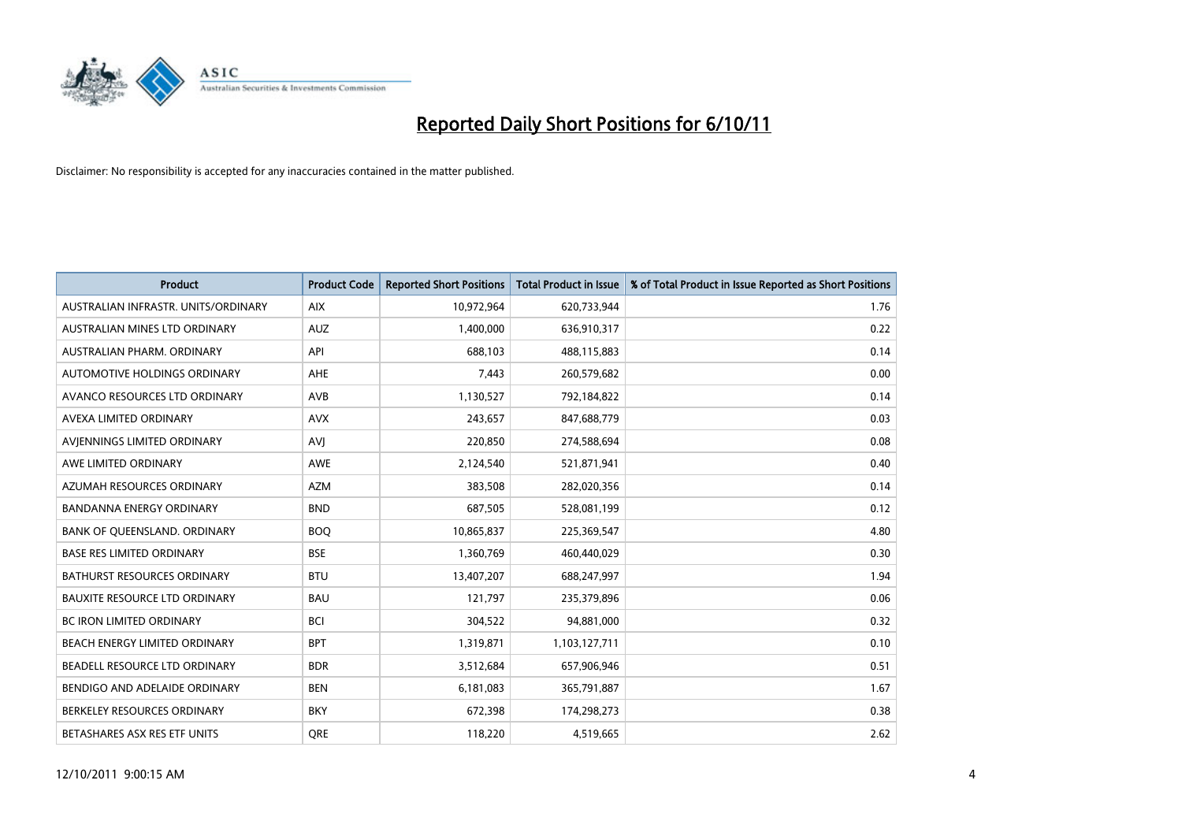# Reported Daily Short Positions for 6/10/11

Disclaimer: No responsibility is accepted for any inaccuracies contained in the matter published.

| Product | Product Code | Reported Short Positions | Total Product in Issue | % of Total Product in Issue Reported as Short Positions |
|---|---|---|---|---|
| AUSTRALIAN INFRASTR. UNITS/ORDINARY | AIX | 10,972,964 | 620,733,944 | 1.76 |
| AUSTRALIAN MINES LTD ORDINARY | AUZ | 1,400,000 | 636,910,317 | 0.22 |
| AUSTRALIAN PHARM. ORDINARY | API | 688,103 | 488,115,883 | 0.14 |
| AUTOMOTIVE HOLDINGS ORDINARY | AHE | 7,443 | 260,579,682 | 0.00 |
| AVANCO RESOURCES LTD ORDINARY | AVB | 1,130,527 | 792,184,822 | 0.14 |
| AVEXA LIMITED ORDINARY | AVX | 243,657 | 847,688,779 | 0.03 |
| AVJENNINGS LIMITED ORDINARY | AVJ | 220,850 | 274,588,694 | 0.08 |
| AWE LIMITED ORDINARY | AWE | 2,124,540 | 521,871,941 | 0.40 |
| AZUMAH RESOURCES ORDINARY | AZM | 383,508 | 282,020,356 | 0.14 |
| BANDANNA ENERGY ORDINARY | BND | 687,505 | 528,081,199 | 0.12 |
| BANK OF QUEENSLAND. ORDINARY | BOQ | 10,865,837 | 225,369,547 | 4.80 |
| BASE RES LIMITED ORDINARY | BSE | 1,360,769 | 460,440,029 | 0.30 |
| BATHURST RESOURCES ORDINARY | BTU | 13,407,207 | 688,247,997 | 1.94 |
| BAUXITE RESOURCE LTD ORDINARY | BAU | 121,797 | 235,379,896 | 0.06 |
| BC IRON LIMITED ORDINARY | BCI | 304,522 | 94,881,000 | 0.32 |
| BEACH ENERGY LIMITED ORDINARY | BPT | 1,319,871 | 1,103,127,711 | 0.10 |
| BEADELL RESOURCE LTD ORDINARY | BDR | 3,512,684 | 657,906,946 | 0.51 |
| BENDIGO AND ADELAIDE ORDINARY | BEN | 6,181,083 | 365,791,887 | 1.67 |
| BERKELEY RESOURCES ORDINARY | BKY | 672,398 | 174,298,273 | 0.38 |
| BETASHARES ASX RES ETF UNITS | QRE | 118,220 | 4,519,665 | 2.62 |

12/10/2011 9:00:15 AM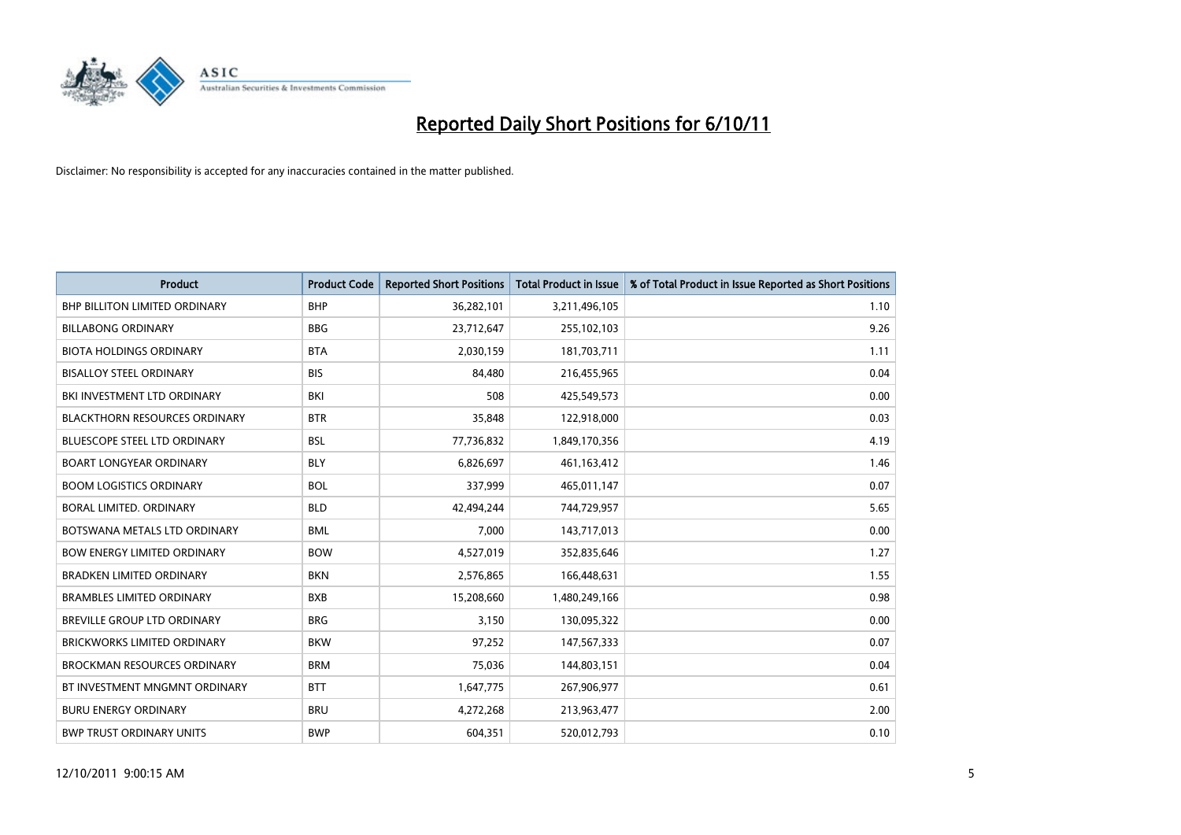# Reported Daily Short Positions for 6/10/11

Disclaimer: No responsibility is accepted for any inaccuracies contained in the matter published.

| Product | Product Code | Reported Short Positions | Total Product in Issue | % of Total Product in Issue Reported as Short Positions |
| --- | --- | --- | --- | --- |
| BHP BILLITON LIMITED ORDINARY | BHP | 36,282,101 | 3,211,496,105 | 1.10 |
| BILLABONG ORDINARY | BBG | 23,712,647 | 255,102,103 | 9.26 |
| BIOTA HOLDINGS ORDINARY | BTA | 2,030,159 | 181,703,711 | 1.11 |
| BISALLOY STEEL ORDINARY | BIS | 84,480 | 216,455,965 | 0.04 |
| BKI INVESTMENT LTD ORDINARY | BKI | 508 | 425,549,573 | 0.00 |
| BLACKTHORN RESOURCES ORDINARY | BTR | 35,848 | 122,918,000 | 0.03 |
| BLUESCOPE STEEL LTD ORDINARY | BSL | 77,736,832 | 1,849,170,356 | 4.19 |
| BOART LONGYEAR ORDINARY | BLY | 6,826,697 | 461,163,412 | 1.46 |
| BOOM LOGISTICS ORDINARY | BOL | 337,999 | 465,011,147 | 0.07 |
| BORAL LIMITED. ORDINARY | BLD | 42,494,244 | 744,729,957 | 5.65 |
| BOTSWANA METALS LTD ORDINARY | BML | 7,000 | 143,717,013 | 0.00 |
| BOW ENERGY LIMITED ORDINARY | BOW | 4,527,019 | 352,835,646 | 1.27 |
| BRADKEN LIMITED ORDINARY | BKN | 2,576,865 | 166,448,631 | 1.55 |
| BRAMBLES LIMITED ORDINARY | BXB | 15,208,660 | 1,480,249,166 | 0.98 |
| BREVILLE GROUP LTD ORDINARY | BRG | 3,150 | 130,095,322 | 0.00 |
| BRICKWORKS LIMITED ORDINARY | BKW | 97,252 | 147,567,333 | 0.07 |
| BROCKMAN RESOURCES ORDINARY | BRM | 75,036 | 144,803,151 | 0.04 |
| BT INVESTMENT MNGMNT ORDINARY | BTT | 1,647,775 | 267,906,977 | 0.61 |
| BURU ENERGY ORDINARY | BRU | 4,272,268 | 213,963,477 | 2.00 |
| BWP TRUST ORDINARY UNITS | BWP | 604,351 | 520,012,793 | 0.10 |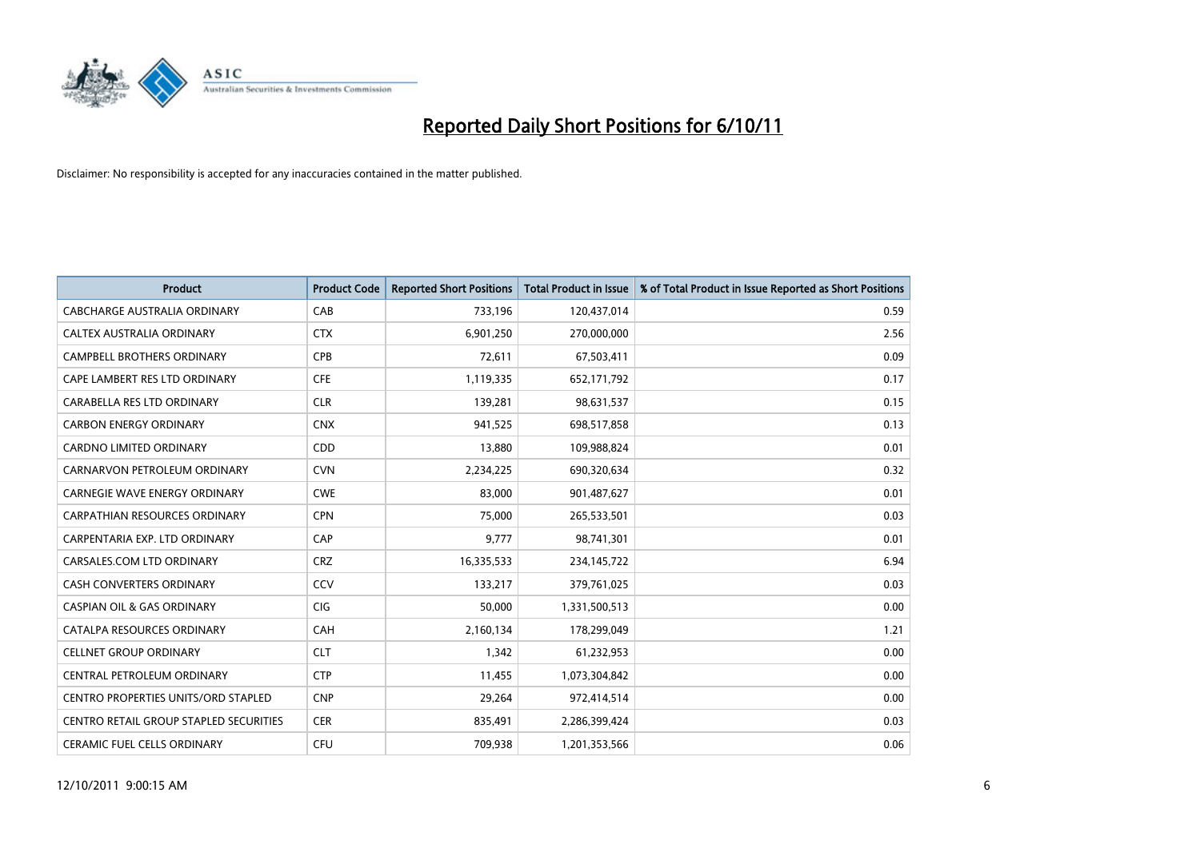# Reported Daily Short Positions for 6/10/11

Disclaimer: No responsibility is accepted for any inaccuracies contained in the matter published.

| Product | Product Code | Reported Short Positions | Total Product in Issue | % of Total Product in Issue Reported as Short Positions |
|---|---|---|---|---|
| CABCHARGE AUSTRALIA ORDINARY | CAB | 733,196 | 120,437,014 | 0.59 |
| CALTEX AUSTRALIA ORDINARY | CTX | 6,901,250 | 270,000,000 | 2.56 |
| CAMPBELL BROTHERS ORDINARY | CPB | 72,611 | 67,503,411 | 0.09 |
| CAPE LAMBERT RES LTD ORDINARY | CFE | 1,119,335 | 652,171,792 | 0.17 |
| CARABELLA RES LTD ORDINARY | CLR | 139,281 | 98,631,537 | 0.15 |
| CARBON ENERGY ORDINARY | CNX | 941,525 | 698,517,858 | 0.13 |
| CARDNO LIMITED ORDINARY | CDD | 13,880 | 109,988,824 | 0.01 |
| CARNARVON PETROLEUM ORDINARY | CVN | 2,234,225 | 690,320,634 | 0.32 |
| CARNEGIE WAVE ENERGY ORDINARY | CWE | 83,000 | 901,487,627 | 0.01 |
| CARPATHIAN RESOURCES ORDINARY | CPN | 75,000 | 265,533,501 | 0.03 |
| CARPENTARIA EXP. LTD ORDINARY | CAP | 9,777 | 98,741,301 | 0.01 |
| CARSALES.COM LTD ORDINARY | CRZ | 16,335,533 | 234,145,722 | 6.94 |
| CASH CONVERTERS ORDINARY | CCV | 133,217 | 379,761,025 | 0.03 |
| CASPIAN OIL & GAS ORDINARY | CIG | 50,000 | 1,331,500,513 | 0.00 |
| CATALPA RESOURCES ORDINARY | CAH | 2,160,134 | 178,299,049 | 1.21 |
| CELLNET GROUP ORDINARY | CLT | 1,342 | 61,232,953 | 0.00 |
| CENTRAL PETROLEUM ORDINARY | CTP | 11,455 | 1,073,304,842 | 0.00 |
| CENTRO PROPERTIES UNITS/ORD STAPLED | CNP | 29,264 | 972,414,514 | 0.00 |
| CENTRO RETAIL GROUP STAPLED SECURITIES | CER | 835,491 | 2,286,399,424 | 0.03 |
| CERAMIC FUEL CELLS ORDINARY | CFU | 709,938 | 1,201,353,566 | 0.06 |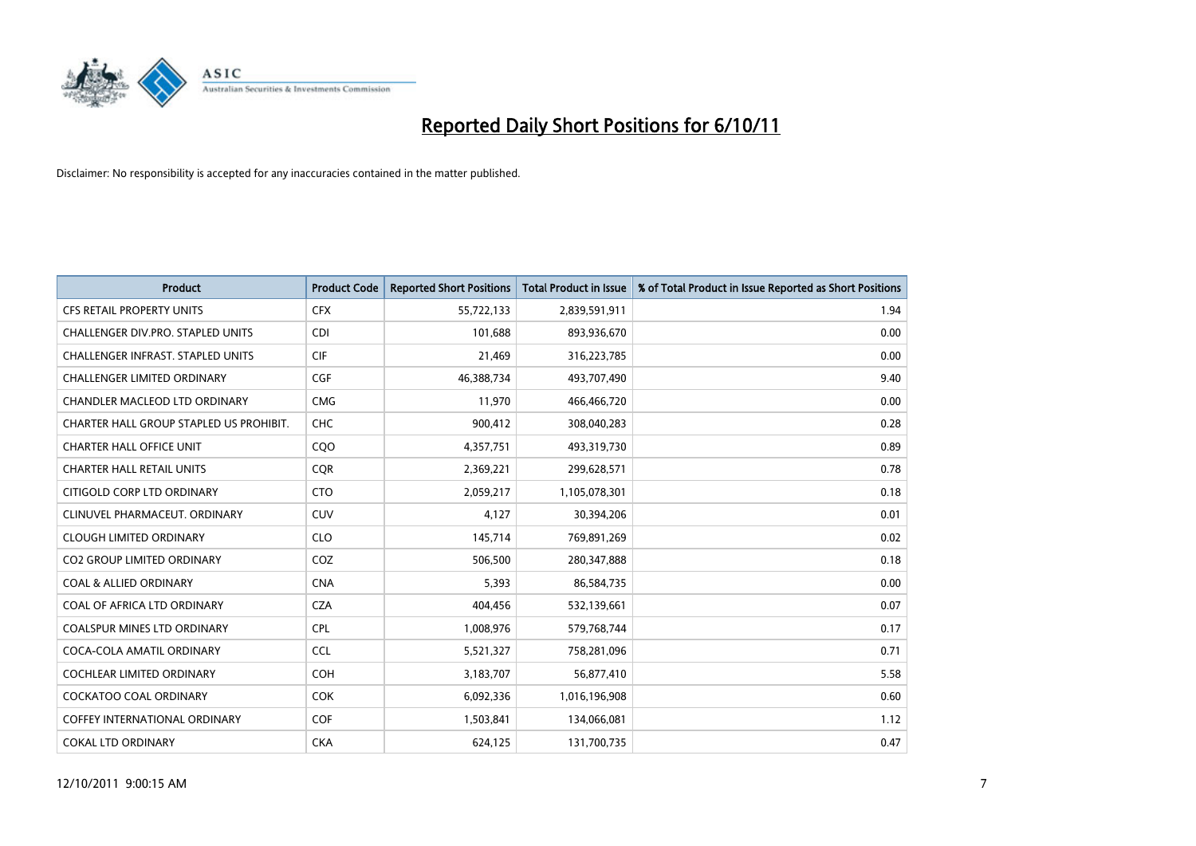# Reported Daily Short Positions for 6/10/11

Disclaimer: No responsibility is accepted for any inaccuracies contained in the matter published.

| Product | Product Code | Reported Short Positions | Total Product in Issue | % of Total Product in Issue Reported as Short Positions |
|---|---|---|---|---|
| CFS RETAIL PROPERTY UNITS | CFX | 55,722,133 | 2,839,591,911 | 1.94 |
| CHALLENGER DIV.PRO. STAPLED UNITS | CDI | 101,688 | 893,936,670 | 0.00 |
| CHALLENGER INFRAST. STAPLED UNITS | CIF | 21,469 | 316,223,785 | 0.00 |
| CHALLENGER LIMITED ORDINARY | CGF | 46,388,734 | 493,707,490 | 9.40 |
| CHANDLER MACLEOD LTD ORDINARY | CMG | 11,970 | 466,466,720 | 0.00 |
| CHARTER HALL GROUP STAPLED US PROHIBIT. | CHC | 900,412 | 308,040,283 | 0.28 |
| CHARTER HALL OFFICE UNIT | CQO | 4,357,751 | 493,319,730 | 0.89 |
| CHARTER HALL RETAIL UNITS | CQR | 2,369,221 | 299,628,571 | 0.78 |
| CITIGOLD CORP LTD ORDINARY | CTO | 2,059,217 | 1,105,078,301 | 0.18 |
| CLINUVEL PHARMACEUT. ORDINARY | CUV | 4,127 | 30,394,206 | 0.01 |
| CLOUGH LIMITED ORDINARY | CLO | 145,714 | 769,891,269 | 0.02 |
| CO2 GROUP LIMITED ORDINARY | COZ | 506,500 | 280,347,888 | 0.18 |
| COAL & ALLIED ORDINARY | CNA | 5,393 | 86,584,735 | 0.00 |
| COAL OF AFRICA LTD ORDINARY | CZA | 404,456 | 532,139,661 | 0.07 |
| COALSPUR MINES LTD ORDINARY | CPL | 1,008,976 | 579,768,744 | 0.17 |
| COCA-COLA AMATIL ORDINARY | CCL | 5,521,327 | 758,281,096 | 0.71 |
| COCHLEAR LIMITED ORDINARY | COH | 3,183,707 | 56,877,410 | 5.58 |
| COCKATOO COAL ORDINARY | COK | 6,092,336 | 1,016,196,908 | 0.60 |
| COFFEY INTERNATIONAL ORDINARY | COF | 1,503,841 | 134,066,081 | 1.12 |
| COKAL LTD ORDINARY | CKA | 624,125 | 131,700,735 | 0.47 |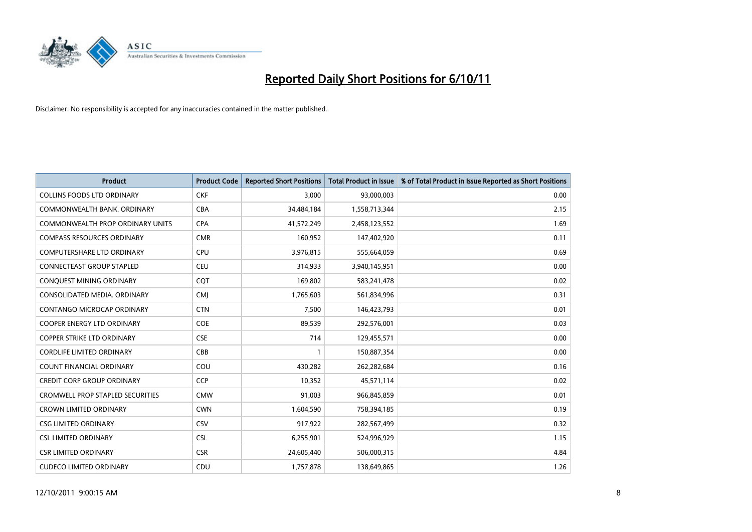# Reported Daily Short Positions for 6/10/11

Disclaimer: No responsibility is accepted for any inaccuracies contained in the matter published.

| Product | Product Code | Reported Short Positions | Total Product in Issue | % of Total Product in Issue Reported as Short Positions |
|---|---|---|---|---|
| COLLINS FOODS LTD ORDINARY | CKF | 3,000 | 93,000,003 | 0.00 |
| COMMONWEALTH BANK. ORDINARY | CBA | 34,484,184 | 1,558,713,344 | 2.15 |
| COMMONWEALTH PROP ORDINARY UNITS | CPA | 41,572,249 | 2,458,123,552 | 1.69 |
| COMPASS RESOURCES ORDINARY | CMR | 160,952 | 147,402,920 | 0.11 |
| COMPUTERSHARE LTD ORDINARY | CPU | 3,976,815 | 555,664,059 | 0.69 |
| CONNECTEAST GROUP STAPLED | CEU | 314,933 | 3,940,145,951 | 0.00 |
| CONQUEST MINING ORDINARY | CQT | 169,802 | 583,241,478 | 0.02 |
| CONSOLIDATED MEDIA. ORDINARY | CMJ | 1,765,603 | 561,834,996 | 0.31 |
| CONTANGO MICROCAP ORDINARY | CTN | 7,500 | 146,423,793 | 0.01 |
| COOPER ENERGY LTD ORDINARY | COE | 89,539 | 292,576,001 | 0.03 |
| COPPER STRIKE LTD ORDINARY | CSE | 714 | 129,455,571 | 0.00 |
| CORDLIFE LIMITED ORDINARY | CBB | 1 | 150,887,354 | 0.00 |
| COUNT FINANCIAL ORDINARY | COU | 430,282 | 262,282,684 | 0.16 |
| CREDIT CORP GROUP ORDINARY | CCP | 10,352 | 45,571,114 | 0.02 |
| CROMWELL PROP STAPLED SECURITIES | CMW | 91,003 | 966,845,859 | 0.01 |
| CROWN LIMITED ORDINARY | CWN | 1,604,590 | 758,394,185 | 0.19 |
| CSG LIMITED ORDINARY | CSV | 917,922 | 282,567,499 | 0.32 |
| CSL LIMITED ORDINARY | CSL | 6,255,901 | 524,996,929 | 1.15 |
| CSR LIMITED ORDINARY | CSR | 24,605,440 | 506,000,315 | 4.84 |
| CUDECO LIMITED ORDINARY | CDU | 1,757,878 | 138,649,865 | 1.26 |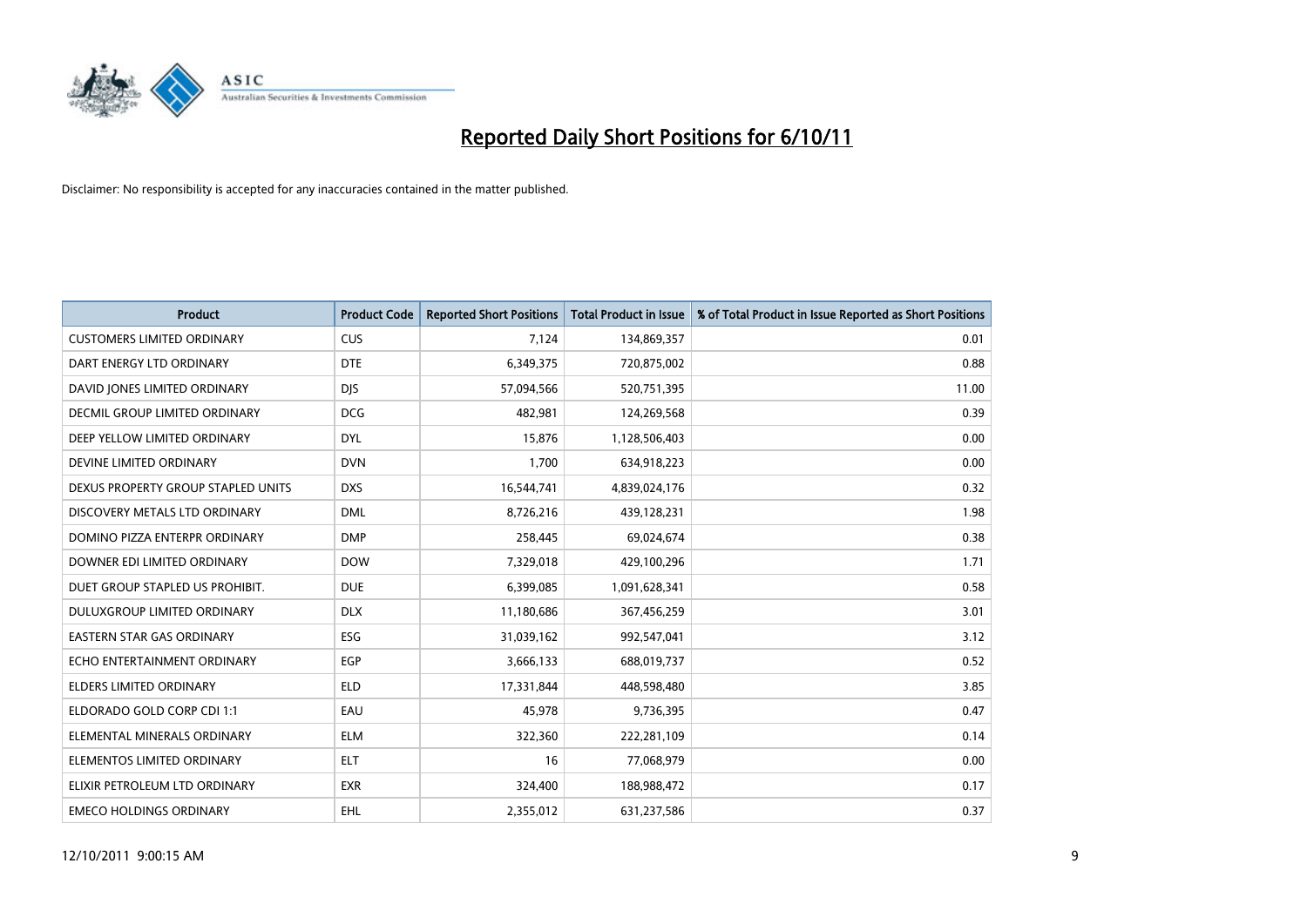# Reported Daily Short Positions for 6/10/11

Disclaimer: No responsibility is accepted for any inaccuracies contained in the matter published.

| Product | Product Code | Reported Short Positions | Total Product in Issue | % of Total Product in Issue Reported as Short Positions |
|---|---|---|---|---|
| CUSTOMERS LIMITED ORDINARY | CUS | 7,124 | 134,869,357 | 0.01 |
| DART ENERGY LTD ORDINARY | DTE | 6,349,375 | 720,875,002 | 0.88 |
| DAVID JONES LIMITED ORDINARY | DJS | 57,094,566 | 520,751,395 | 11.00 |
| DECMIL GROUP LIMITED ORDINARY | DCG | 482,981 | 124,269,568 | 0.39 |
| DEEP YELLOW LIMITED ORDINARY | DYL | 15,876 | 1,128,506,403 | 0.00 |
| DEVINE LIMITED ORDINARY | DVN | 1,700 | 634,918,223 | 0.00 |
| DEXUS PROPERTY GROUP STAPLED UNITS | DXS | 16,544,741 | 4,839,024,176 | 0.32 |
| DISCOVERY METALS LTD ORDINARY | DML | 8,726,216 | 439,128,231 | 1.98 |
| DOMINO PIZZA ENTERPR ORDINARY | DMP | 258,445 | 69,024,674 | 0.38 |
| DOWNER EDI LIMITED ORDINARY | DOW | 7,329,018 | 429,100,296 | 1.71 |
| DUET GROUP STAPLED US PROHIBIT. | DUE | 6,399,085 | 1,091,628,341 | 0.58 |
| DULUXGROUP LIMITED ORDINARY | DLX | 11,180,686 | 367,456,259 | 3.01 |
| EASTERN STAR GAS ORDINARY | ESG | 31,039,162 | 992,547,041 | 3.12 |
| ECHO ENTERTAINMENT ORDINARY | EGP | 3,666,133 | 688,019,737 | 0.52 |
| ELDERS LIMITED ORDINARY | ELD | 17,331,844 | 448,598,480 | 3.85 |
| ELDORADO GOLD CORP CDI 1:1 | EAU | 45,978 | 9,736,395 | 0.47 |
| ELEMENTAL MINERALS ORDINARY | ELM | 322,360 | 222,281,109 | 0.14 |
| ELEMENTOS LIMITED ORDINARY | ELT | 16 | 77,068,979 | 0.00 |
| ELIXIR PETROLEUM LTD ORDINARY | EXR | 324,400 | 188,988,472 | 0.17 |
| EMECO HOLDINGS ORDINARY | EHL | 2,355,012 | 631,237,586 | 0.37 |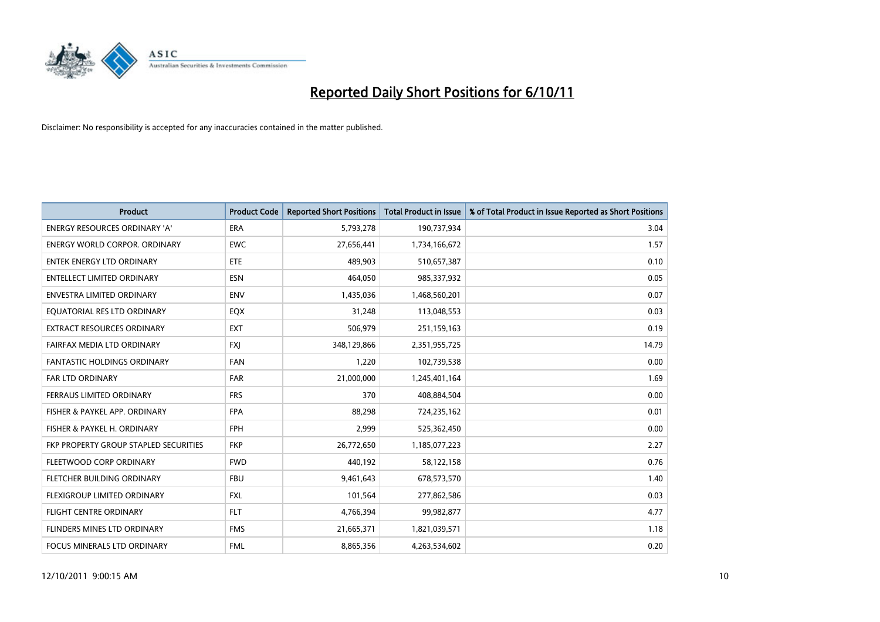# Reported Daily Short Positions for 6/10/11

Disclaimer: No responsibility is accepted for any inaccuracies contained in the matter published.

| Product | Product Code | Reported Short Positions | Total Product in Issue | % of Total Product in Issue Reported as Short Positions |
|---|---|---|---|---|
| ENERGY RESOURCES ORDINARY 'A' | ERA | 5,793,278 | 190,737,934 | 3.04 |
| ENERGY WORLD CORPOR. ORDINARY | EWC | 27,656,441 | 1,734,166,672 | 1.57 |
| ENTEK ENERGY LTD ORDINARY | ETE | 489,903 | 510,657,387 | 0.10 |
| ENTELLECT LIMITED ORDINARY | ESN | 464,050 | 985,337,932 | 0.05 |
| ENVESTRA LIMITED ORDINARY | ENV | 1,435,036 | 1,468,560,201 | 0.07 |
| EQUATORIAL RES LTD ORDINARY | EQX | 31,248 | 113,048,553 | 0.03 |
| EXTRACT RESOURCES ORDINARY | EXT | 506,979 | 251,159,163 | 0.19 |
| FAIRFAX MEDIA LTD ORDINARY | FXJ | 348,129,866 | 2,351,955,725 | 14.79 |
| FANTASTIC HOLDINGS ORDINARY | FAN | 1,220 | 102,739,538 | 0.00 |
| FAR LTD ORDINARY | FAR | 21,000,000 | 1,245,401,164 | 1.69 |
| FERRAUS LIMITED ORDINARY | FRS | 370 | 408,884,504 | 0.00 |
| FISHER & PAYKEL APP. ORDINARY | FPA | 88,298 | 724,235,162 | 0.01 |
| FISHER & PAYKEL H. ORDINARY | FPH | 2,999 | 525,362,450 | 0.00 |
| FKP PROPERTY GROUP STAPLED SECURITIES | FKP | 26,772,650 | 1,185,077,223 | 2.27 |
| FLEETWOOD CORP ORDINARY | FWD | 440,192 | 58,122,158 | 0.76 |
| FLETCHER BUILDING ORDINARY | FBU | 9,461,643 | 678,573,570 | 1.40 |
| FLEXIGROUP LIMITED ORDINARY | FXL | 101,564 | 277,862,586 | 0.03 |
| FLIGHT CENTRE ORDINARY | FLT | 4,766,394 | 99,982,877 | 4.77 |
| FLINDERS MINES LTD ORDINARY | FMS | 21,665,371 | 1,821,039,571 | 1.18 |
| FOCUS MINERALS LTD ORDINARY | FML | 8,865,356 | 4,263,534,602 | 0.20 |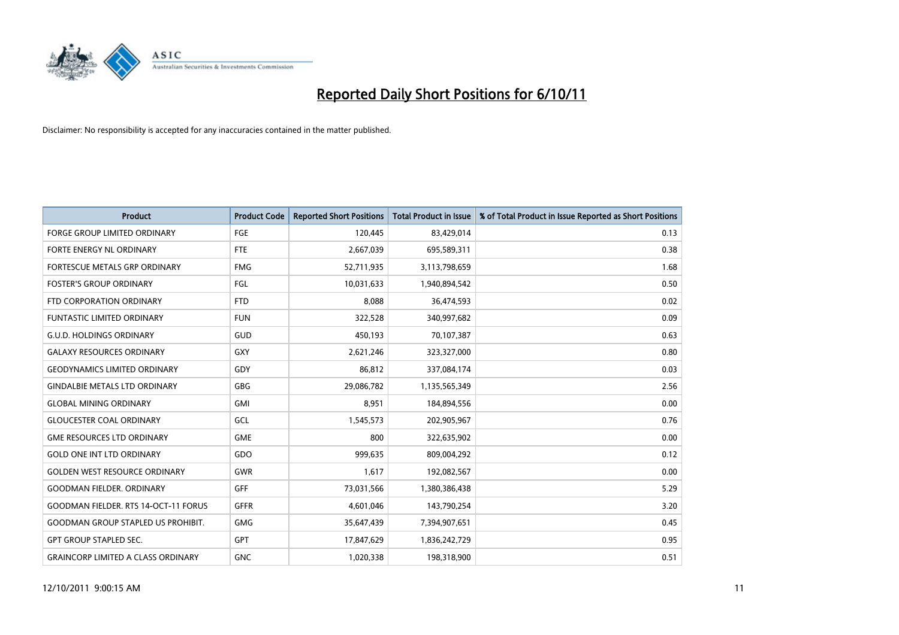# Reported Daily Short Positions for 6/10/11

Disclaimer: No responsibility is accepted for any inaccuracies contained in the matter published.

| Product | Product Code | Reported Short Positions | Total Product in Issue | % of Total Product in Issue Reported as Short Positions |
|---|---|---|---|---|
| FORGE GROUP LIMITED ORDINARY | FGE | 120,445 | 83,429,014 | 0.13 |
| FORTE ENERGY NL ORDINARY | FTE | 2,667,039 | 695,589,311 | 0.38 |
| FORTESCUE METALS GRP ORDINARY | FMG | 52,711,935 | 3,113,798,659 | 1.68 |
| FOSTER'S GROUP ORDINARY | FGL | 10,031,633 | 1,940,894,542 | 0.50 |
| FTD CORPORATION ORDINARY | FTD | 8,088 | 36,474,593 | 0.02 |
| FUNTASTIC LIMITED ORDINARY | FUN | 322,528 | 340,997,682 | 0.09 |
| G.U.D. HOLDINGS ORDINARY | GUD | 450,193 | 70,107,387 | 0.63 |
| GALAXY RESOURCES ORDINARY | GXY | 2,621,246 | 323,327,000 | 0.80 |
| GEODYNAMICS LIMITED ORDINARY | GDY | 86,812 | 337,084,174 | 0.03 |
| GINDALBIE METALS LTD ORDINARY | GBG | 29,086,782 | 1,135,565,349 | 2.56 |
| GLOBAL MINING ORDINARY | GMI | 8,951 | 184,894,556 | 0.00 |
| GLOUCESTER COAL ORDINARY | GCL | 1,545,573 | 202,905,967 | 0.76 |
| GME RESOURCES LTD ORDINARY | GME | 800 | 322,635,902 | 0.00 |
| GOLD ONE INT LTD ORDINARY | GDO | 999,635 | 809,004,292 | 0.12 |
| GOLDEN WEST RESOURCE ORDINARY | GWR | 1,617 | 192,082,567 | 0.00 |
| GOODMAN FIELDER. ORDINARY | GFF | 73,031,566 | 1,380,386,438 | 5.29 |
| GOODMAN FIELDER. RTS 14-OCT-11 FORUS | GFFR | 4,601,046 | 143,790,254 | 3.20 |
| GOODMAN GROUP STAPLED US PROHIBIT. | GMG | 35,647,439 | 7,394,907,651 | 0.45 |
| GPT GROUP STAPLED SEC. | GPT | 17,847,629 | 1,836,242,729 | 0.95 |
| GRAINCORP LIMITED A CLASS ORDINARY | GNC | 1,020,338 | 198,318,900 | 0.51 |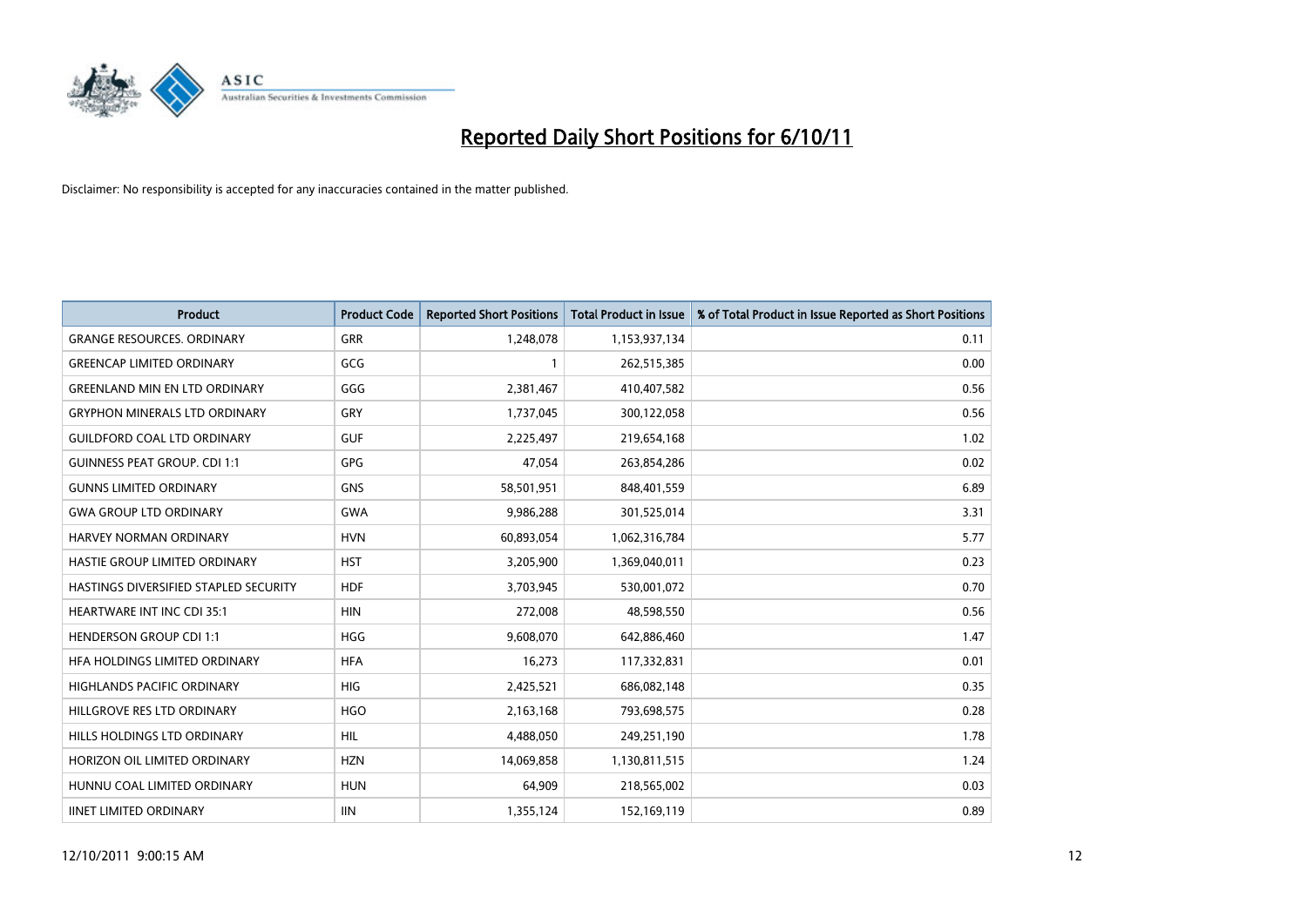# Reported Daily Short Positions for 6/10/11

Disclaimer: No responsibility is accepted for any inaccuracies contained in the matter published.

| Product | Product Code | Reported Short Positions | Total Product in Issue | % of Total Product in Issue Reported as Short Positions |
|---|---|---|---|---|
| GRANGE RESOURCES. ORDINARY | GRR | 1,248,078 | 1,153,937,134 | 0.11 |
| GREENCAP LIMITED ORDINARY | GCG | 1 | 262,515,385 | 0.00 |
| GREENLAND MIN EN LTD ORDINARY | GGG | 2,381,467 | 410,407,582 | 0.56 |
| GRYPHON MINERALS LTD ORDINARY | GRY | 1,737,045 | 300,122,058 | 0.56 |
| GUILDFORD COAL LTD ORDINARY | GUF | 2,225,497 | 219,654,168 | 1.02 |
| GUINNESS PEAT GROUP. CDI 1:1 | GPG | 47,054 | 263,854,286 | 0.02 |
| GUNNS LIMITED ORDINARY | GNS | 58,501,951 | 848,401,559 | 6.89 |
| GWA GROUP LTD ORDINARY | GWA | 9,986,288 | 301,525,014 | 3.31 |
| HARVEY NORMAN ORDINARY | HVN | 60,893,054 | 1,062,316,784 | 5.77 |
| HASTIE GROUP LIMITED ORDINARY | HST | 3,205,900 | 1,369,040,011 | 0.23 |
| HASTINGS DIVERSIFIED STAPLED SECURITY | HDF | 3,703,945 | 530,001,072 | 0.70 |
| HEARTWARE INT INC CDI 35:1 | HIN | 272,008 | 48,598,550 | 0.56 |
| HENDERSON GROUP CDI 1:1 | HGG | 9,608,070 | 642,886,460 | 1.47 |
| HFA HOLDINGS LIMITED ORDINARY | HFA | 16,273 | 117,332,831 | 0.01 |
| HIGHLANDS PACIFIC ORDINARY | HIG | 2,425,521 | 686,082,148 | 0.35 |
| HILLGROVE RES LTD ORDINARY | HGO | 2,163,168 | 793,698,575 | 0.28 |
| HILLS HOLDINGS LTD ORDINARY | HIL | 4,488,050 | 249,251,190 | 1.78 |
| HORIZON OIL LIMITED ORDINARY | HZN | 14,069,858 | 1,130,811,515 | 1.24 |
| HUNNU COAL LIMITED ORDINARY | HUN | 64,909 | 218,565,002 | 0.03 |
| IINET LIMITED ORDINARY | IIN | 1,355,124 | 152,169,119 | 0.89 |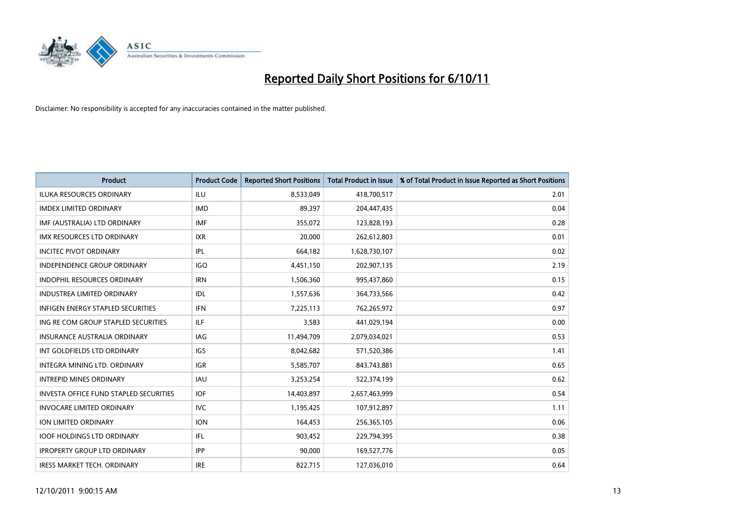# Reported Daily Short Positions for 6/10/11

Disclaimer: No responsibility is accepted for any inaccuracies contained in the matter published.

| Product | Product Code | Reported Short Positions | Total Product in Issue | % of Total Product in Issue Reported as Short Positions |
|---|---|---|---|---|
| ILUKA RESOURCES ORDINARY | ILU | 8,533,049 | 418,700,517 | 2.01 |
| IMDEX LIMITED ORDINARY | IMD | 89,397 | 204,447,435 | 0.04 |
| IMF (AUSTRALIA) LTD ORDINARY | IMF | 355,072 | 123,828,193 | 0.28 |
| IMX RESOURCES LTD ORDINARY | IXR | 20,000 | 262,612,803 | 0.01 |
| INCITEC PIVOT ORDINARY | IPL | 664,182 | 1,628,730,107 | 0.02 |
| INDEPENDENCE GROUP ORDINARY | IGO | 4,451,150 | 202,907,135 | 2.19 |
| INDOPHIL RESOURCES ORDINARY | IRN | 1,506,360 | 995,437,860 | 0.15 |
| INDUSTREA LIMITED ORDINARY | IDL | 1,557,636 | 364,733,566 | 0.42 |
| INFIGEN ENERGY STAPLED SECURITIES | IFN | 7,225,113 | 762,265,972 | 0.97 |
| ING RE COM GROUP STAPLED SECURITIES | ILF | 3,583 | 441,029,194 | 0.00 |
| INSURANCE AUSTRALIA ORDINARY | IAG | 11,494,709 | 2,079,034,021 | 0.53 |
| INT GOLDFIELDS LTD ORDINARY | IGS | 8,042,682 | 571,520,386 | 1.41 |
| INTEGRA MINING LTD. ORDINARY | IGR | 5,585,707 | 843,743,881 | 0.65 |
| INTREPID MINES ORDINARY | IAU | 3,253,254 | 522,374,199 | 0.62 |
| INVESTA OFFICE FUND STAPLED SECURITIES | IOF | 14,403,897 | 2,657,463,999 | 0.54 |
| INVOCARE LIMITED ORDINARY | IVC | 1,195,425 | 107,912,897 | 1.11 |
| ION LIMITED ORDINARY | ION | 164,453 | 256,365,105 | 0.06 |
| IOOF HOLDINGS LTD ORDINARY | IFL | 903,452 | 229,794,395 | 0.38 |
| IPROPERTY GROUP LTD ORDINARY | IPP | 90,000 | 169,527,776 | 0.05 |
| IRESS MARKET TECH. ORDINARY | IRE | 822,715 | 127,036,010 | 0.64 |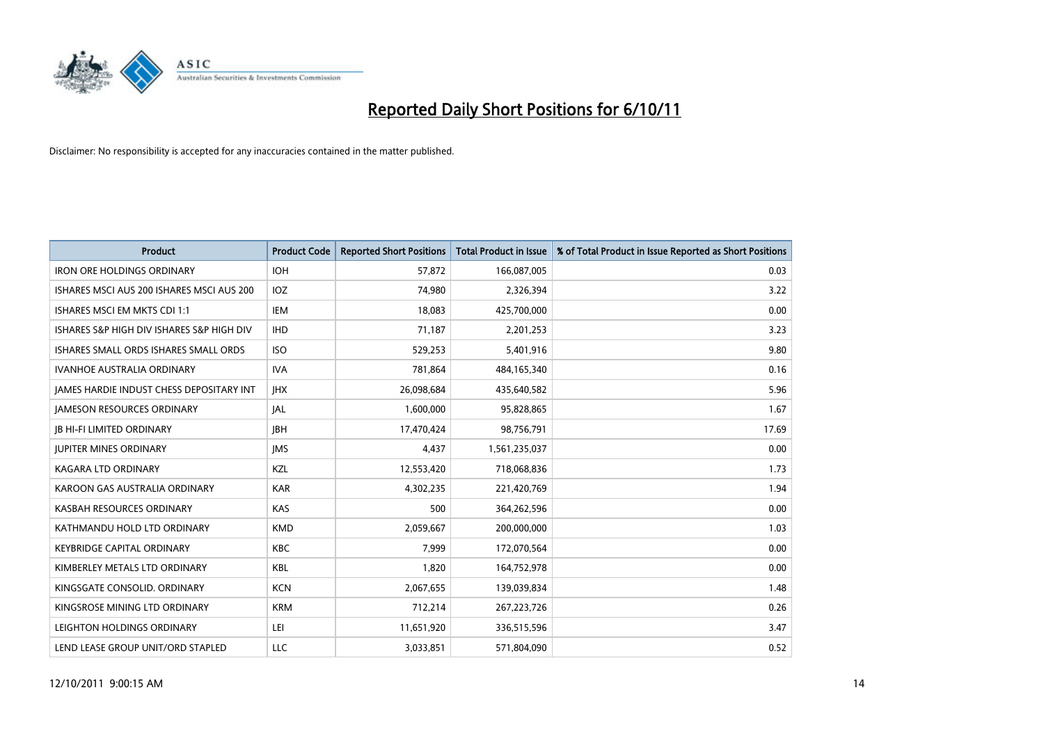# Reported Daily Short Positions for 6/10/11

Disclaimer: No responsibility is accepted for any inaccuracies contained in the matter published.

| Product | Product Code | Reported Short Positions | Total Product in Issue | % of Total Product in Issue Reported as Short Positions |
| --- | --- | --- | --- | --- |
| IRON ORE HOLDINGS ORDINARY | IOH | 57,872 | 166,087,005 | 0.03 |
| ISHARES MSCI AUS 200 ISHARES MSCI AUS 200 | IOZ | 74,980 | 2,326,394 | 3.22 |
| ISHARES MSCI EM MKTS CDI 1:1 | IEM | 18,083 | 425,700,000 | 0.00 |
| ISHARES S&P HIGH DIV ISHARES S&P HIGH DIV | IHD | 71,187 | 2,201,253 | 3.23 |
| ISHARES SMALL ORDS ISHARES SMALL ORDS | ISO | 529,253 | 5,401,916 | 9.80 |
| IVANHOE AUSTRALIA ORDINARY | IVA | 781,864 | 484,165,340 | 0.16 |
| JAMES HARDIE INDUST CHESS DEPOSITARY INT | JHX | 26,098,684 | 435,640,582 | 5.96 |
| JAMESON RESOURCES ORDINARY | JAL | 1,600,000 | 95,828,865 | 1.67 |
| JB HI-FI LIMITED ORDINARY | JBH | 17,470,424 | 98,756,791 | 17.69 |
| JUPITER MINES ORDINARY | JMS | 4,437 | 1,561,235,037 | 0.00 |
| KAGARA LTD ORDINARY | KZL | 12,553,420 | 718,068,836 | 1.73 |
| KAROON GAS AUSTRALIA ORDINARY | KAR | 4,302,235 | 221,420,769 | 1.94 |
| KASBAH RESOURCES ORDINARY | KAS | 500 | 364,262,596 | 0.00 |
| KATHMANDU HOLD LTD ORDINARY | KMD | 2,059,667 | 200,000,000 | 1.03 |
| KEYBRIDGE CAPITAL ORDINARY | KBC | 7,999 | 172,070,564 | 0.00 |
| KIMBERLEY METALS LTD ORDINARY | KBL | 1,820 | 164,752,978 | 0.00 |
| KINGSGATE CONSOLID. ORDINARY | KCN | 2,067,655 | 139,039,834 | 1.48 |
| KINGSROSE MINING LTD ORDINARY | KRM | 712,214 | 267,223,726 | 0.26 |
| LEIGHTON HOLDINGS ORDINARY | LEI | 11,651,920 | 336,515,596 | 3.47 |
| LEND LEASE GROUP UNIT/ORD STAPLED | LLC | 3,033,851 | 571,804,090 | 0.52 |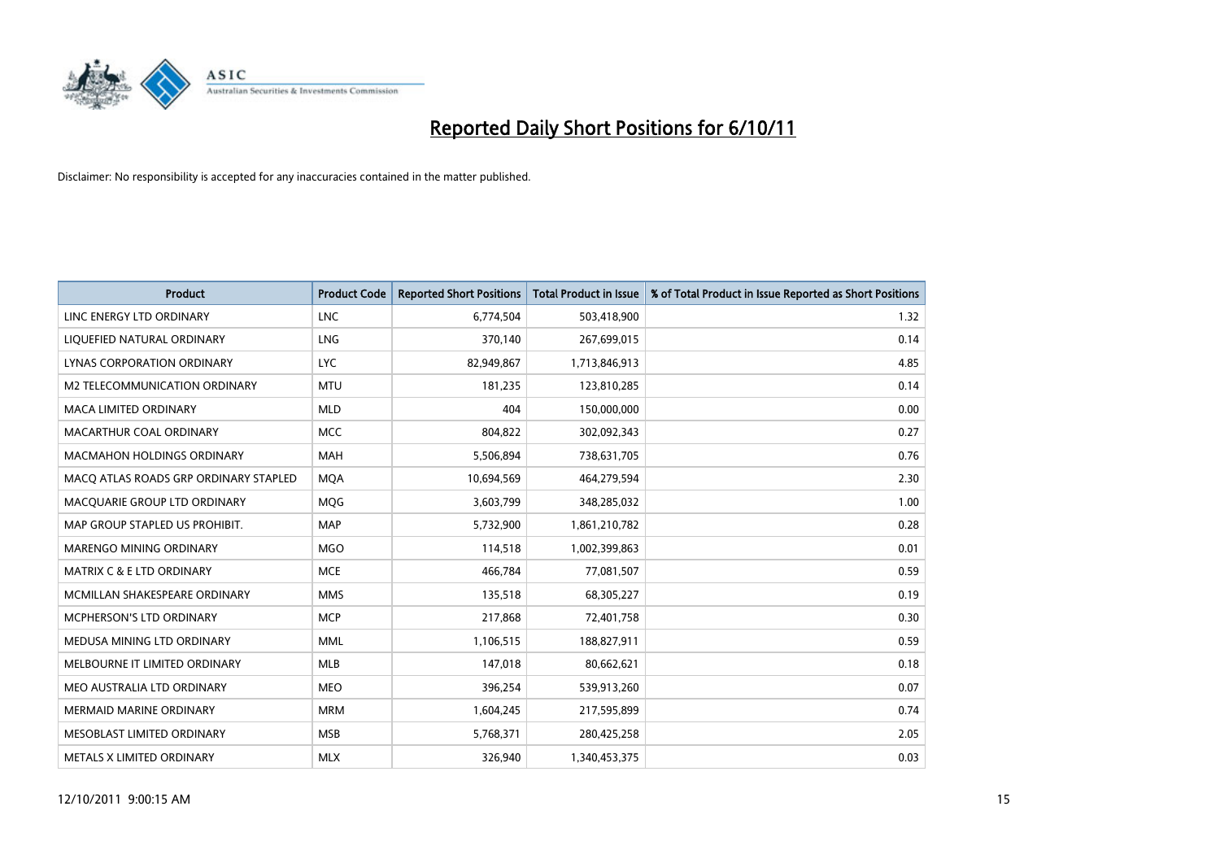# Reported Daily Short Positions for 6/10/11

Disclaimer: No responsibility is accepted for any inaccuracies contained in the matter published.

| Product | Product Code | Reported Short Positions | Total Product in Issue | % of Total Product in Issue Reported as Short Positions |
|---|---|---|---|---|
| LINC ENERGY LTD ORDINARY | LNC | 6,774,504 | 503,418,900 | 1.32 |
| LIQUEFIED NATURAL ORDINARY | LNG | 370,140 | 267,699,015 | 0.14 |
| LYNAS CORPORATION ORDINARY | LYC | 82,949,867 | 1,713,846,913 | 4.85 |
| M2 TELECOMMUNICATION ORDINARY | MTU | 181,235 | 123,810,285 | 0.14 |
| MACA LIMITED ORDINARY | MLD | 404 | 150,000,000 | 0.00 |
| MACARTHUR COAL ORDINARY | MCC | 804,822 | 302,092,343 | 0.27 |
| MACMAHON HOLDINGS ORDINARY | MAH | 5,506,894 | 738,631,705 | 0.76 |
| MACQ ATLAS ROADS GRP ORDINARY STAPLED | MQA | 10,694,569 | 464,279,594 | 2.30 |
| MACQUARIE GROUP LTD ORDINARY | MQG | 3,603,799 | 348,285,032 | 1.00 |
| MAP GROUP STAPLED US PROHIBIT. | MAP | 5,732,900 | 1,861,210,782 | 0.28 |
| MARENGO MINING ORDINARY | MGO | 114,518 | 1,002,399,863 | 0.01 |
| MATRIX C & E LTD ORDINARY | MCE | 466,784 | 77,081,507 | 0.59 |
| MCMILLAN SHAKESPEARE ORDINARY | MMS | 135,518 | 68,305,227 | 0.19 |
| MCPHERSON'S LTD ORDINARY | MCP | 217,868 | 72,401,758 | 0.30 |
| MEDUSA MINING LTD ORDINARY | MML | 1,106,515 | 188,827,911 | 0.59 |
| MELBOURNE IT LIMITED ORDINARY | MLB | 147,018 | 80,662,621 | 0.18 |
| MEO AUSTRALIA LTD ORDINARY | MEO | 396,254 | 539,913,260 | 0.07 |
| MERMAID MARINE ORDINARY | MRM | 1,604,245 | 217,595,899 | 0.74 |
| MESOBLAST LIMITED ORDINARY | MSB | 5,768,371 | 280,425,258 | 2.05 |
| METALS X LIMITED ORDINARY | MLX | 326,940 | 1,340,453,375 | 0.03 |

12/10/2011 9:00:15 AM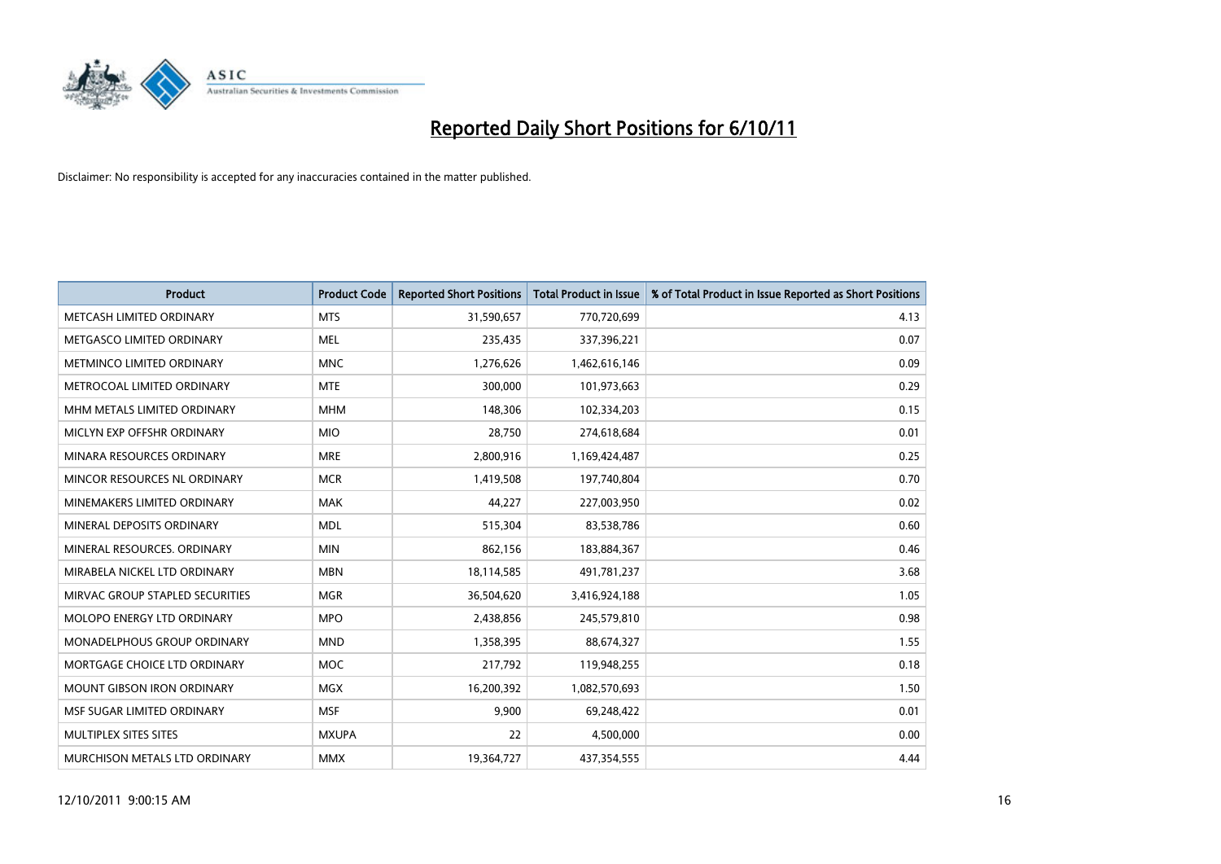# Reported Daily Short Positions for 6/10/11

Disclaimer: No responsibility is accepted for any inaccuracies contained in the matter published.

| Product | Product Code | Reported Short Positions | Total Product in Issue | % of Total Product in Issue Reported as Short Positions |
|---|---|---|---|---|
| METCASH LIMITED ORDINARY | MTS | 31,590,657 | 770,720,699 | 4.13 |
| METGASCO LIMITED ORDINARY | MEL | 235,435 | 337,396,221 | 0.07 |
| METMINCO LIMITED ORDINARY | MNC | 1,276,626 | 1,462,616,146 | 0.09 |
| METROCOAL LIMITED ORDINARY | MTE | 300,000 | 101,973,663 | 0.29 |
| MHM METALS LIMITED ORDINARY | MHM | 148,306 | 102,334,203 | 0.15 |
| MICLYN EXP OFFSHR ORDINARY | MIO | 28,750 | 274,618,684 | 0.01 |
| MINARA RESOURCES ORDINARY | MRE | 2,800,916 | 1,169,424,487 | 0.25 |
| MINCOR RESOURCES NL ORDINARY | MCR | 1,419,508 | 197,740,804 | 0.70 |
| MINEMAKERS LIMITED ORDINARY | MAK | 44,227 | 227,003,950 | 0.02 |
| MINERAL DEPOSITS ORDINARY | MDL | 515,304 | 83,538,786 | 0.60 |
| MINERAL RESOURCES. ORDINARY | MIN | 862,156 | 183,884,367 | 0.46 |
| MIRABELA NICKEL LTD ORDINARY | MBN | 18,114,585 | 491,781,237 | 3.68 |
| MIRVAC GROUP STAPLED SECURITIES | MGR | 36,504,620 | 3,416,924,188 | 1.05 |
| MOLOPO ENERGY LTD ORDINARY | MPO | 2,438,856 | 245,579,810 | 0.98 |
| MONADELPHOUS GROUP ORDINARY | MND | 1,358,395 | 88,674,327 | 1.55 |
| MORTGAGE CHOICE LTD ORDINARY | MOC | 217,792 | 119,948,255 | 0.18 |
| MOUNT GIBSON IRON ORDINARY | MGX | 16,200,392 | 1,082,570,693 | 1.50 |
| MSF SUGAR LIMITED ORDINARY | MSF | 9,900 | 69,248,422 | 0.01 |
| MULTIPLEX SITES SITES | MXUPA | 22 | 4,500,000 | 0.00 |
| MURCHISON METALS LTD ORDINARY | MMX | 19,364,727 | 437,354,555 | 4.44 |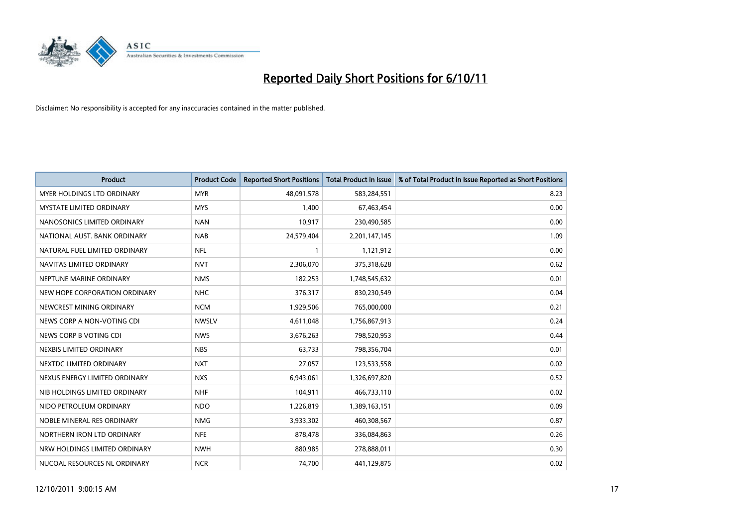# Reported Daily Short Positions for 6/10/11

Disclaimer: No responsibility is accepted for any inaccuracies contained in the matter published.

| Product | Product Code | Reported Short Positions | Total Product in Issue | % of Total Product in Issue Reported as Short Positions |
|---|---|---|---|---|
| MYER HOLDINGS LTD ORDINARY | MYR | 48,091,578 | 583,284,551 | 8.23 |
| MYSTATE LIMITED ORDINARY | MYS | 1,400 | 67,463,454 | 0.00 |
| NANOSONICS LIMITED ORDINARY | NAN | 10,917 | 230,490,585 | 0.00 |
| NATIONAL AUST. BANK ORDINARY | NAB | 24,579,404 | 2,201,147,145 | 1.09 |
| NATURAL FUEL LIMITED ORDINARY | NFL | 1 | 1,121,912 | 0.00 |
| NAVITAS LIMITED ORDINARY | NVT | 2,306,070 | 375,318,628 | 0.62 |
| NEPTUNE MARINE ORDINARY | NMS | 182,253 | 1,748,545,632 | 0.01 |
| NEW HOPE CORPORATION ORDINARY | NHC | 376,317 | 830,230,549 | 0.04 |
| NEWCREST MINING ORDINARY | NCM | 1,929,506 | 765,000,000 | 0.21 |
| NEWS CORP A NON-VOTING CDI | NWSLV | 4,611,048 | 1,756,867,913 | 0.24 |
| NEWS CORP B VOTING CDI | NWS | 3,676,263 | 798,520,953 | 0.44 |
| NEXBIS LIMITED ORDINARY | NBS | 63,733 | 798,356,704 | 0.01 |
| NEXTDC LIMITED ORDINARY | NXT | 27,057 | 123,533,558 | 0.02 |
| NEXUS ENERGY LIMITED ORDINARY | NXS | 6,943,061 | 1,326,697,820 | 0.52 |
| NIB HOLDINGS LIMITED ORDINARY | NHF | 104,911 | 466,733,110 | 0.02 |
| NIDO PETROLEUM ORDINARY | NDO | 1,226,819 | 1,389,163,151 | 0.09 |
| NOBLE MINERAL RES ORDINARY | NMG | 3,933,302 | 460,308,567 | 0.87 |
| NORTHERN IRON LTD ORDINARY | NFE | 878,478 | 336,084,863 | 0.26 |
| NRW HOLDINGS LIMITED ORDINARY | NWH | 880,985 | 278,888,011 | 0.30 |
| NUCOAL RESOURCES NL ORDINARY | NCR | 74,700 | 441,129,875 | 0.02 |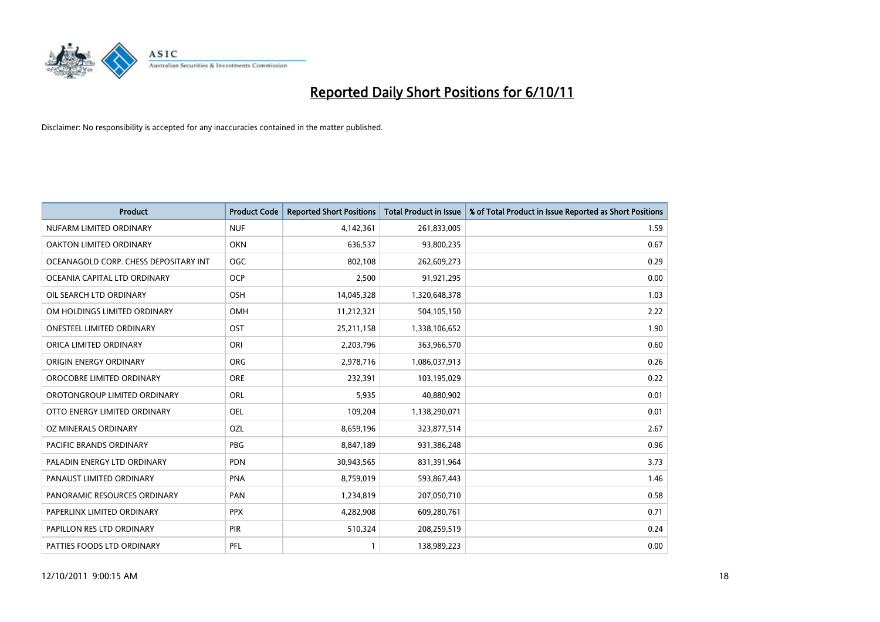# Reported Daily Short Positions for 6/10/11

Disclaimer: No responsibility is accepted for any inaccuracies contained in the matter published.

| Product | Product Code | Reported Short Positions | Total Product in Issue | % of Total Product in Issue Reported as Short Positions |
|---|---|---|---|---|
| NUFARM LIMITED ORDINARY | NUF | 4,142,361 | 261,833,005 | 1.59 |
| OAKTON LIMITED ORDINARY | OKN | 636,537 | 93,800,235 | 0.67 |
| OCEANAGOLD CORP. CHESS DEPOSITARY INT | OGC | 802,108 | 262,609,273 | 0.29 |
| OCEANIA CAPITAL LTD ORDINARY | OCP | 2,500 | 91,921,295 | 0.00 |
| OIL SEARCH LTD ORDINARY | OSH | 14,045,328 | 1,320,648,378 | 1.03 |
| OM HOLDINGS LIMITED ORDINARY | OMH | 11,212,321 | 504,105,150 | 2.22 |
| ONESTEEL LIMITED ORDINARY | OST | 25,211,158 | 1,338,106,652 | 1.90 |
| ORICA LIMITED ORDINARY | ORI | 2,203,796 | 363,966,570 | 0.60 |
| ORIGIN ENERGY ORDINARY | ORG | 2,978,716 | 1,086,037,913 | 0.26 |
| OROCOBRE LIMITED ORDINARY | ORE | 232,391 | 103,195,029 | 0.22 |
| OROTONGROUP LIMITED ORDINARY | ORL | 5,935 | 40,880,902 | 0.01 |
| OTTO ENERGY LIMITED ORDINARY | OEL | 109,204 | 1,138,290,071 | 0.01 |
| OZ MINERALS ORDINARY | OZL | 8,659,196 | 323,877,514 | 2.67 |
| PACIFIC BRANDS ORDINARY | PBG | 8,847,189 | 931,386,248 | 0.96 |
| PALADIN ENERGY LTD ORDINARY | PDN | 30,943,565 | 831,391,964 | 3.73 |
| PANAUST LIMITED ORDINARY | PNA | 8,759,019 | 593,867,443 | 1.46 |
| PANORAMIC RESOURCES ORDINARY | PAN | 1,234,819 | 207,050,710 | 0.58 |
| PAPERLINX LIMITED ORDINARY | PPX | 4,282,908 | 609,280,761 | 0.71 |
| PAPILLON RES LTD ORDINARY | PIR | 510,324 | 208,259,519 | 0.24 |
| PATTIES FOODS LTD ORDINARY | PFL | 1 | 138,989,223 | 0.00 |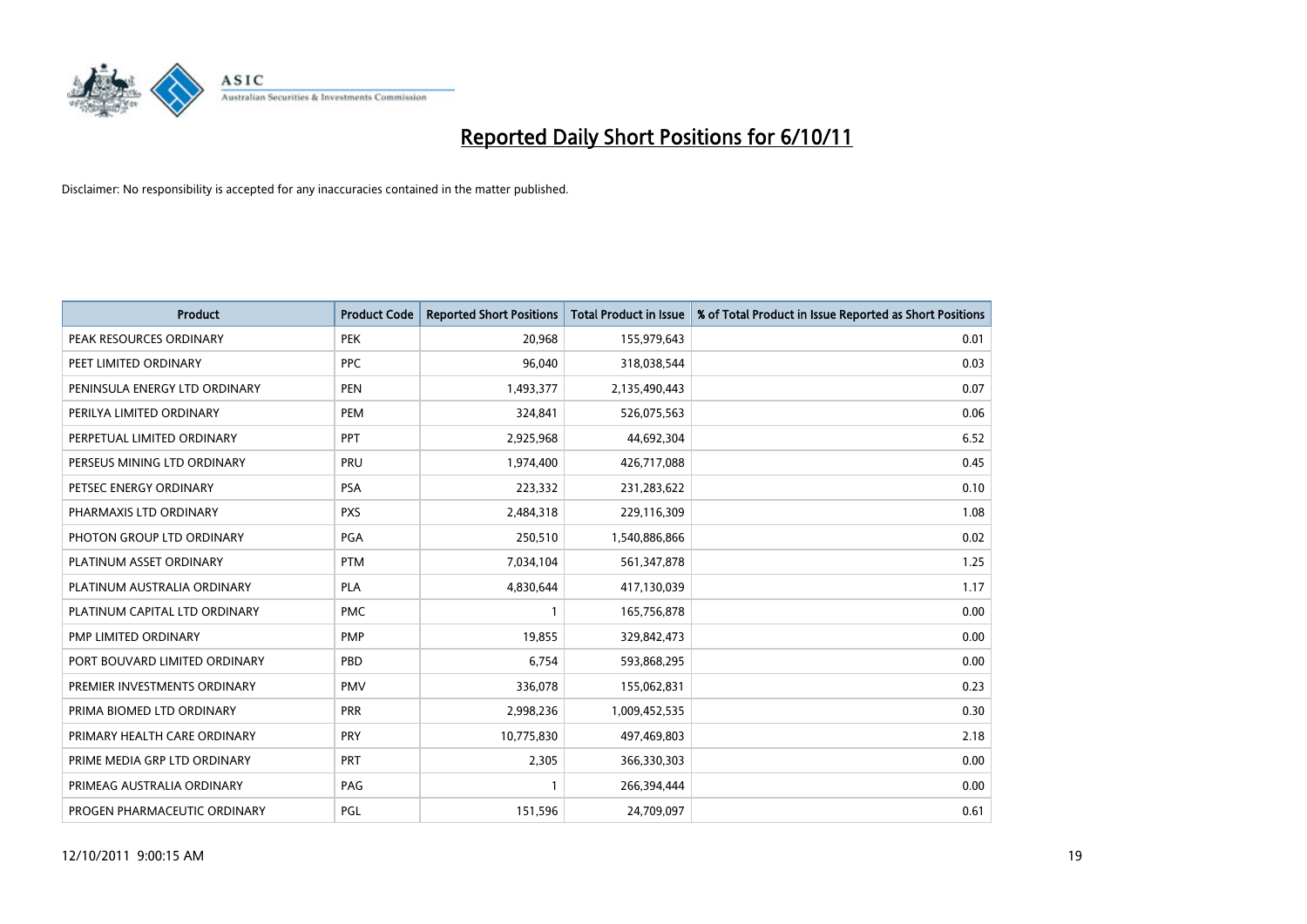# Reported Daily Short Positions for 6/10/11

Disclaimer: No responsibility is accepted for any inaccuracies contained in the matter published.

| Product | Product Code | Reported Short Positions | Total Product in Issue | % of Total Product in Issue Reported as Short Positions |
|---|---|---|---|---|
| PEAK RESOURCES ORDINARY | PEK | 20,968 | 155,979,643 | 0.01 |
| PEET LIMITED ORDINARY | PPC | 96,040 | 318,038,544 | 0.03 |
| PENINSULA ENERGY LTD ORDINARY | PEN | 1,493,377 | 2,135,490,443 | 0.07 |
| PERILYA LIMITED ORDINARY | PEM | 324,841 | 526,075,563 | 0.06 |
| PERPETUAL LIMITED ORDINARY | PPT | 2,925,968 | 44,692,304 | 6.52 |
| PERSEUS MINING LTD ORDINARY | PRU | 1,974,400 | 426,717,088 | 0.45 |
| PETSEC ENERGY ORDINARY | PSA | 223,332 | 231,283,622 | 0.10 |
| PHARMAXIS LTD ORDINARY | PXS | 2,484,318 | 229,116,309 | 1.08 |
| PHOTON GROUP LTD ORDINARY | PGA | 250,510 | 1,540,886,866 | 0.02 |
| PLATINUM ASSET ORDINARY | PTM | 7,034,104 | 561,347,878 | 1.25 |
| PLATINUM AUSTRALIA ORDINARY | PLA | 4,830,644 | 417,130,039 | 1.17 |
| PLATINUM CAPITAL LTD ORDINARY | PMC | 1 | 165,756,878 | 0.00 |
| PMP LIMITED ORDINARY | PMP | 19,855 | 329,842,473 | 0.00 |
| PORT BOUVARD LIMITED ORDINARY | PBD | 6,754 | 593,868,295 | 0.00 |
| PREMIER INVESTMENTS ORDINARY | PMV | 336,078 | 155,062,831 | 0.23 |
| PRIMA BIOMED LTD ORDINARY | PRR | 2,998,236 | 1,009,452,535 | 0.30 |
| PRIMARY HEALTH CARE ORDINARY | PRY | 10,775,830 | 497,469,803 | 2.18 |
| PRIME MEDIA GRP LTD ORDINARY | PRT | 2,305 | 366,330,303 | 0.00 |
| PRIMEAG AUSTRALIA ORDINARY | PAG | 1 | 266,394,444 | 0.00 |
| PROGEN PHARMACEUTIC ORDINARY | PGL | 151,596 | 24,709,097 | 0.61 |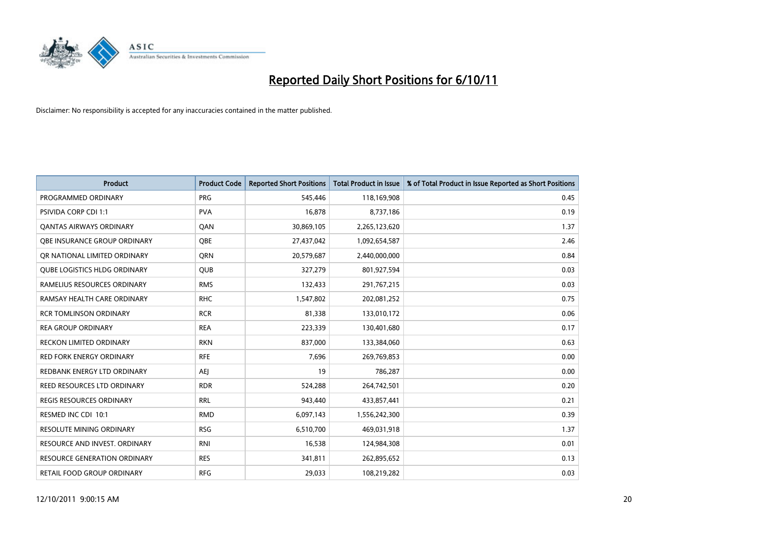# Reported Daily Short Positions for 6/10/11

Disclaimer: No responsibility is accepted for any inaccuracies contained in the matter published.

| Product | Product Code | Reported Short Positions | Total Product in Issue | % of Total Product in Issue Reported as Short Positions |
|---|---|---|---|---|
| PROGRAMMED ORDINARY | PRG | 545,446 | 118,169,908 | 0.45 |
| PSIVIDA CORP CDI 1:1 | PVA | 16,878 | 8,737,186 | 0.19 |
| QANTAS AIRWAYS ORDINARY | QAN | 30,869,105 | 2,265,123,620 | 1.37 |
| QBE INSURANCE GROUP ORDINARY | QBE | 27,437,042 | 1,092,654,587 | 2.46 |
| QR NATIONAL LIMITED ORDINARY | QRN | 20,579,687 | 2,440,000,000 | 0.84 |
| QUBE LOGISTICS HLDG ORDINARY | QUB | 327,279 | 801,927,594 | 0.03 |
| RAMELIUS RESOURCES ORDINARY | RMS | 132,433 | 291,767,215 | 0.03 |
| RAMSAY HEALTH CARE ORDINARY | RHC | 1,547,802 | 202,081,252 | 0.75 |
| RCR TOMLINSON ORDINARY | RCR | 81,338 | 133,010,172 | 0.06 |
| REA GROUP ORDINARY | REA | 223,339 | 130,401,680 | 0.17 |
| RECKON LIMITED ORDINARY | RKN | 837,000 | 133,384,060 | 0.63 |
| RED FORK ENERGY ORDINARY | RFE | 7,696 | 269,769,853 | 0.00 |
| REDBANK ENERGY LTD ORDINARY | AEJ | 19 | 786,287 | 0.00 |
| REED RESOURCES LTD ORDINARY | RDR | 524,288 | 264,742,501 | 0.20 |
| REGIS RESOURCES ORDINARY | RRL | 943,440 | 433,857,441 | 0.21 |
| RESMED INC CDI 10:1 | RMD | 6,097,143 | 1,556,242,300 | 0.39 |
| RESOLUTE MINING ORDINARY | RSG | 6,510,700 | 469,031,918 | 1.37 |
| RESOURCE AND INVEST. ORDINARY | RNI | 16,538 | 124,984,308 | 0.01 |
| RESOURCE GENERATION ORDINARY | RES | 341,811 | 262,895,652 | 0.13 |
| RETAIL FOOD GROUP ORDINARY | RFG | 29,033 | 108,219,282 | 0.03 |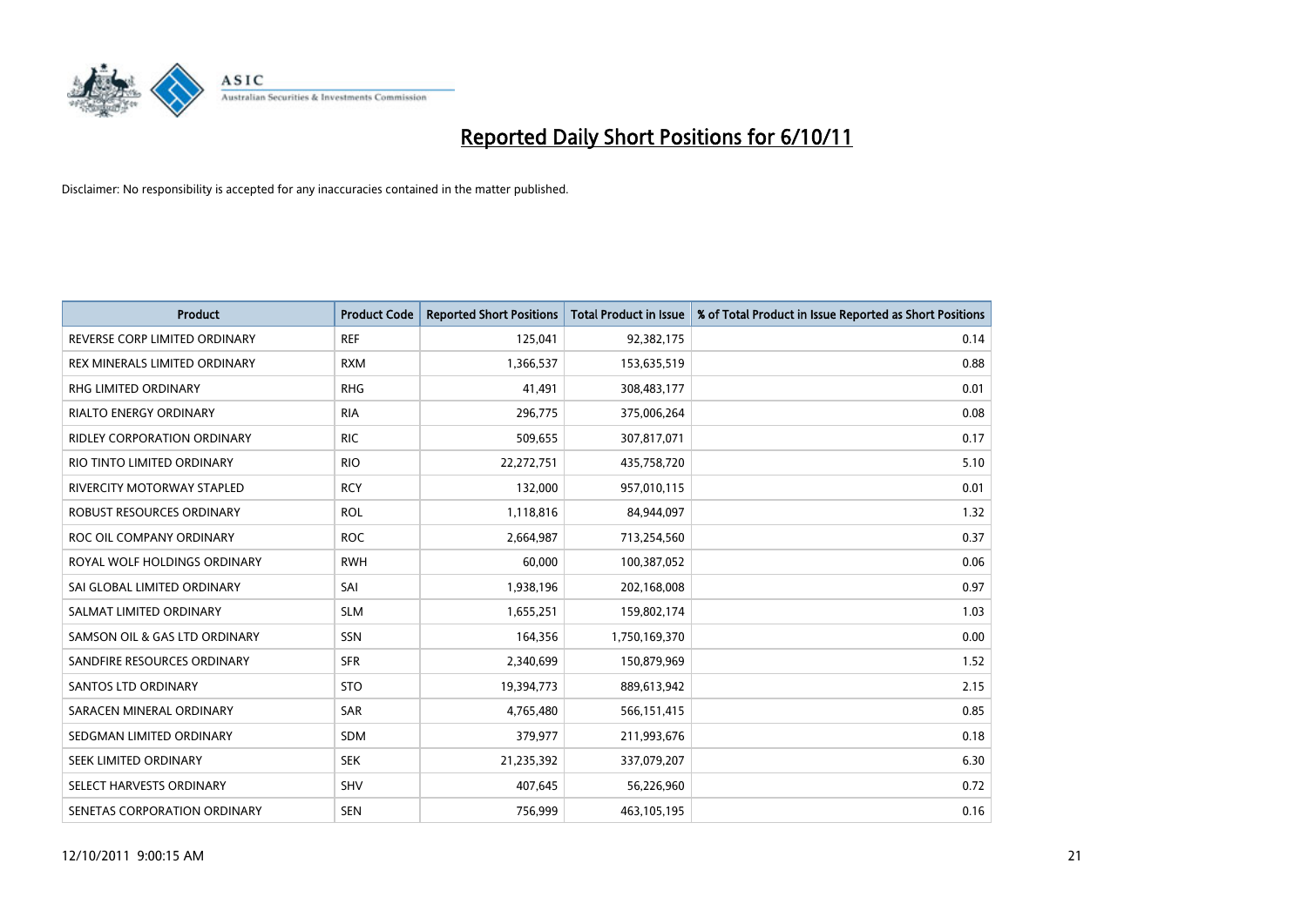# Reported Daily Short Positions for 6/10/11

Disclaimer: No responsibility is accepted for any inaccuracies contained in the matter published.

| Product | Product Code | Reported Short Positions | Total Product in Issue | % of Total Product in Issue Reported as Short Positions |
|---|---|---|---|---|
| REVERSE CORP LIMITED ORDINARY | REF | 125,041 | 92,382,175 | 0.14 |
| REX MINERALS LIMITED ORDINARY | RXM | 1,366,537 | 153,635,519 | 0.88 |
| RHG LIMITED ORDINARY | RHG | 41,491 | 308,483,177 | 0.01 |
| RIALTO ENERGY ORDINARY | RIA | 296,775 | 375,006,264 | 0.08 |
| RIDLEY CORPORATION ORDINARY | RIC | 509,655 | 307,817,071 | 0.17 |
| RIO TINTO LIMITED ORDINARY | RIO | 22,272,751 | 435,758,720 | 5.10 |
| RIVERCITY MOTORWAY STAPLED | RCY | 132,000 | 957,010,115 | 0.01 |
| ROBUST RESOURCES ORDINARY | ROL | 1,118,816 | 84,944,097 | 1.32 |
| ROC OIL COMPANY ORDINARY | ROC | 2,664,987 | 713,254,560 | 0.37 |
| ROYAL WOLF HOLDINGS ORDINARY | RWH | 60,000 | 100,387,052 | 0.06 |
| SAI GLOBAL LIMITED ORDINARY | SAI | 1,938,196 | 202,168,008 | 0.97 |
| SALMAT LIMITED ORDINARY | SLM | 1,655,251 | 159,802,174 | 1.03 |
| SAMSON OIL & GAS LTD ORDINARY | SSN | 164,356 | 1,750,169,370 | 0.00 |
| SANDFIRE RESOURCES ORDINARY | SFR | 2,340,699 | 150,879,969 | 1.52 |
| SANTOS LTD ORDINARY | STO | 19,394,773 | 889,613,942 | 2.15 |
| SARACEN MINERAL ORDINARY | SAR | 4,765,480 | 566,151,415 | 0.85 |
| SEDGMAN LIMITED ORDINARY | SDM | 379,977 | 211,993,676 | 0.18 |
| SEEK LIMITED ORDINARY | SEK | 21,235,392 | 337,079,207 | 6.30 |
| SELECT HARVESTS ORDINARY | SHV | 407,645 | 56,226,960 | 0.72 |
| SENETAS CORPORATION ORDINARY | SEN | 756,999 | 463,105,195 | 0.16 |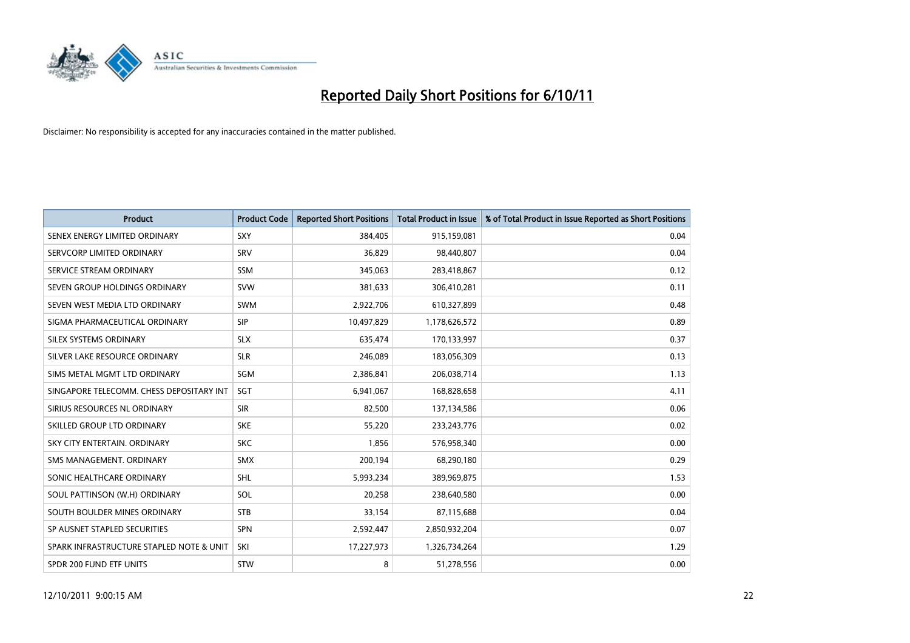# Reported Daily Short Positions for 6/10/11

Disclaimer: No responsibility is accepted for any inaccuracies contained in the matter published.

| Product | Product Code | Reported Short Positions | Total Product in Issue | % of Total Product in Issue Reported as Short Positions |
|---|---|---|---|---|
| SENEX ENERGY LIMITED ORDINARY | SXY | 384,405 | 915,159,081 | 0.04 |
| SERVCORP LIMITED ORDINARY | SRV | 36,829 | 98,440,807 | 0.04 |
| SERVICE STREAM ORDINARY | SSM | 345,063 | 283,418,867 | 0.12 |
| SEVEN GROUP HOLDINGS ORDINARY | SVW | 381,633 | 306,410,281 | 0.11 |
| SEVEN WEST MEDIA LTD ORDINARY | SWM | 2,922,706 | 610,327,899 | 0.48 |
| SIGMA PHARMACEUTICAL ORDINARY | SIP | 10,497,829 | 1,178,626,572 | 0.89 |
| SILEX SYSTEMS ORDINARY | SLX | 635,474 | 170,133,997 | 0.37 |
| SILVER LAKE RESOURCE ORDINARY | SLR | 246,089 | 183,056,309 | 0.13 |
| SIMS METAL MGMT LTD ORDINARY | SGM | 2,386,841 | 206,038,714 | 1.13 |
| SINGAPORE TELECOMM. CHESS DEPOSITARY INT | SGT | 6,941,067 | 168,828,658 | 4.11 |
| SIRIUS RESOURCES NL ORDINARY | SIR | 82,500 | 137,134,586 | 0.06 |
| SKILLED GROUP LTD ORDINARY | SKE | 55,220 | 233,243,776 | 0.02 |
| SKY CITY ENTERTAIN. ORDINARY | SKC | 1,856 | 576,958,340 | 0.00 |
| SMS MANAGEMENT. ORDINARY | SMX | 200,194 | 68,290,180 | 0.29 |
| SONIC HEALTHCARE ORDINARY | SHL | 5,993,234 | 389,969,875 | 1.53 |
| SOUL PATTINSON (W.H) ORDINARY | SOL | 20,258 | 238,640,580 | 0.00 |
| SOUTH BOULDER MINES ORDINARY | STB | 33,154 | 87,115,688 | 0.04 |
| SP AUSNET STAPLED SECURITIES | SPN | 2,592,447 | 2,850,932,204 | 0.07 |
| SPARK INFRASTRUCTURE STAPLED NOTE & UNIT | SKI | 17,227,973 | 1,326,734,264 | 1.29 |
| SPDR 200 FUND ETF UNITS | STW | 8 | 51,278,556 | 0.00 |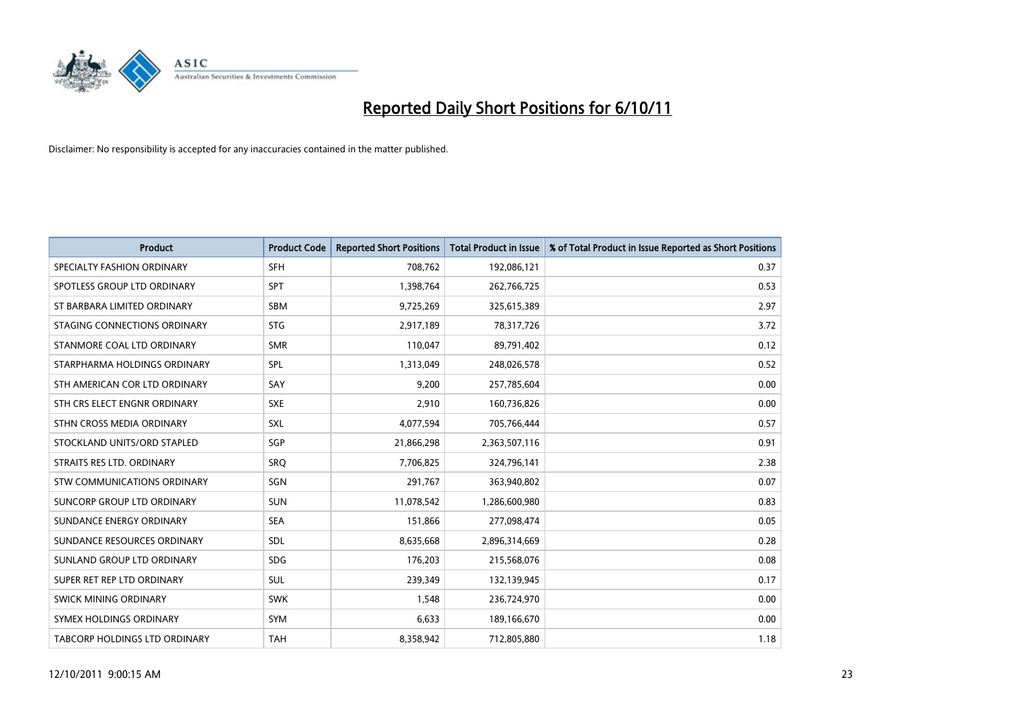# Reported Daily Short Positions for 6/10/11

Disclaimer: No responsibility is accepted for any inaccuracies contained in the matter published.

| Product | Product Code | Reported Short Positions | Total Product in Issue | % of Total Product in Issue Reported as Short Positions |
| --- | --- | --- | --- | --- |
| SPECIALTY FASHION ORDINARY | SFH | 708,762 | 192,086,121 | 0.37 |
| SPOTLESS GROUP LTD ORDINARY | SPT | 1,398,764 | 262,766,725 | 0.53 |
| ST BARBARA LIMITED ORDINARY | SBM | 9,725,269 | 325,615,389 | 2.97 |
| STAGING CONNECTIONS ORDINARY | STG | 2,917,189 | 78,317,726 | 3.72 |
| STANMORE COAL LTD ORDINARY | SMR | 110,047 | 89,791,402 | 0.12 |
| STARPHARMA HOLDINGS ORDINARY | SPL | 1,313,049 | 248,026,578 | 0.52 |
| STH AMERICAN COR LTD ORDINARY | SAY | 9,200 | 257,785,604 | 0.00 |
| STH CRS ELECT ENGNR ORDINARY | SXE | 2,910 | 160,736,826 | 0.00 |
| STHN CROSS MEDIA ORDINARY | SXL | 4,077,594 | 705,766,444 | 0.57 |
| STOCKLAND UNITS/ORD STAPLED | SGP | 21,866,298 | 2,363,507,116 | 0.91 |
| STRAITS RES LTD. ORDINARY | SRQ | 7,706,825 | 324,796,141 | 2.38 |
| STW COMMUNICATIONS ORDINARY | SGN | 291,767 | 363,940,802 | 0.07 |
| SUNCORP GROUP LTD ORDINARY | SUN | 11,078,542 | 1,286,600,980 | 0.83 |
| SUNDANCE ENERGY ORDINARY | SEA | 151,866 | 277,098,474 | 0.05 |
| SUNDANCE RESOURCES ORDINARY | SDL | 8,635,668 | 2,896,314,669 | 0.28 |
| SUNLAND GROUP LTD ORDINARY | SDG | 176,203 | 215,568,076 | 0.08 |
| SUPER RET REP LTD ORDINARY | SUL | 239,349 | 132,139,945 | 0.17 |
| SWICK MINING ORDINARY | SWK | 1,548 | 236,724,970 | 0.00 |
| SYMEX HOLDINGS ORDINARY | SYM | 6,633 | 189,166,670 | 0.00 |
| TABCORP HOLDINGS LTD ORDINARY | TAH | 8,358,942 | 712,805,880 | 1.18 |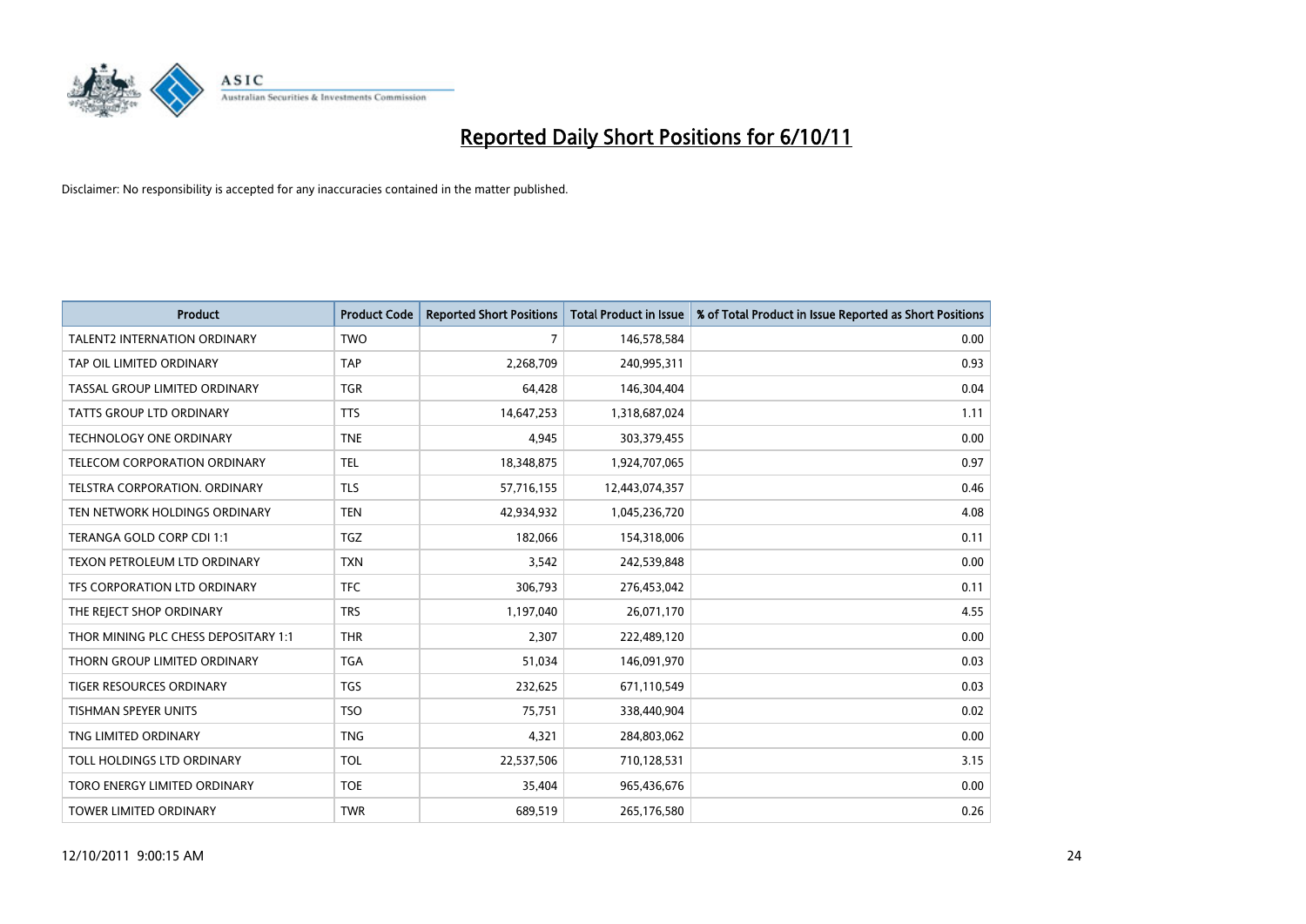# Reported Daily Short Positions for 6/10/11

Disclaimer: No responsibility is accepted for any inaccuracies contained in the matter published.

| Product | Product Code | Reported Short Positions | Total Product in Issue | % of Total Product in Issue Reported as Short Positions |
|---|---|---|---|---|
| TALENT2 INTERNATION ORDINARY | TWO | 7 | 146,578,584 | 0.00 |
| TAP OIL LIMITED ORDINARY | TAP | 2,268,709 | 240,995,311 | 0.93 |
| TASSAL GROUP LIMITED ORDINARY | TGR | 64,428 | 146,304,404 | 0.04 |
| TATTS GROUP LTD ORDINARY | TTS | 14,647,253 | 1,318,687,024 | 1.11 |
| TECHNOLOGY ONE ORDINARY | TNE | 4,945 | 303,379,455 | 0.00 |
| TELECOM CORPORATION ORDINARY | TEL | 18,348,875 | 1,924,707,065 | 0.97 |
| TELSTRA CORPORATION. ORDINARY | TLS | 57,716,155 | 12,443,074,357 | 0.46 |
| TEN NETWORK HOLDINGS ORDINARY | TEN | 42,934,932 | 1,045,236,720 | 4.08 |
| TERANGA GOLD CORP CDI 1:1 | TGZ | 182,066 | 154,318,006 | 0.11 |
| TEXON PETROLEUM LTD ORDINARY | TXN | 3,542 | 242,539,848 | 0.00 |
| TFS CORPORATION LTD ORDINARY | TFC | 306,793 | 276,453,042 | 0.11 |
| THE REJECT SHOP ORDINARY | TRS | 1,197,040 | 26,071,170 | 4.55 |
| THOR MINING PLC CHESS DEPOSITARY 1:1 | THR | 2,307 | 222,489,120 | 0.00 |
| THORN GROUP LIMITED ORDINARY | TGA | 51,034 | 146,091,970 | 0.03 |
| TIGER RESOURCES ORDINARY | TGS | 232,625 | 671,110,549 | 0.03 |
| TISHMAN SPEYER UNITS | TSO | 75,751 | 338,440,904 | 0.02 |
| TNG LIMITED ORDINARY | TNG | 4,321 | 284,803,062 | 0.00 |
| TOLL HOLDINGS LTD ORDINARY | TOL | 22,537,506 | 710,128,531 | 3.15 |
| TORO ENERGY LIMITED ORDINARY | TOE | 35,404 | 965,436,676 | 0.00 |
| TOWER LIMITED ORDINARY | TWR | 689,519 | 265,176,580 | 0.26 |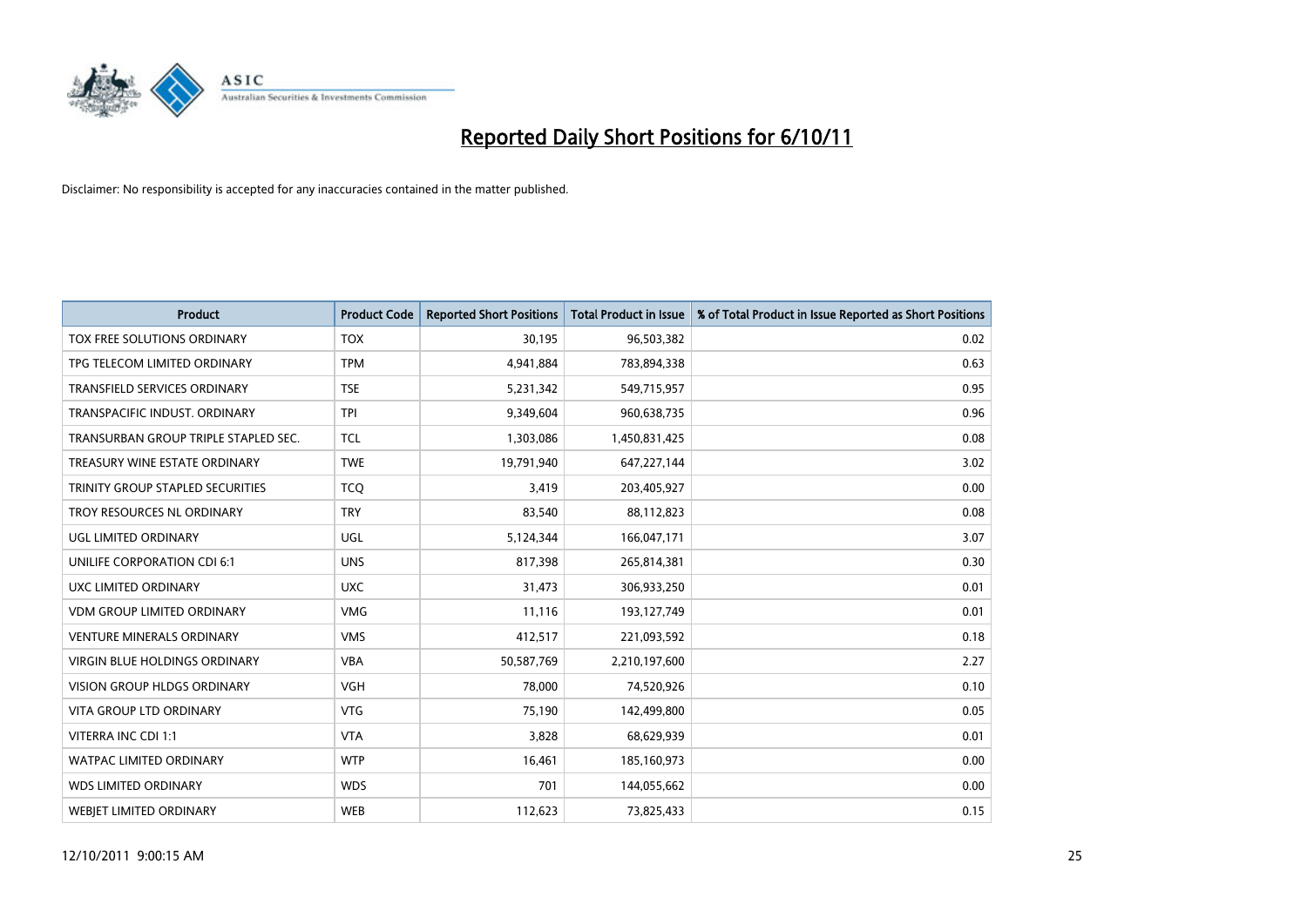# Reported Daily Short Positions for 6/10/11

Disclaimer: No responsibility is accepted for any inaccuracies contained in the matter published.

| Product | Product Code | Reported Short Positions | Total Product in Issue | % of Total Product in Issue Reported as Short Positions |
|---|---|---|---|---|
| TOX FREE SOLUTIONS ORDINARY | TOX | 30,195 | 96,503,382 | 0.02 |
| TPG TELECOM LIMITED ORDINARY | TPM | 4,941,884 | 783,894,338 | 0.63 |
| TRANSFIELD SERVICES ORDINARY | TSE | 5,231,342 | 549,715,957 | 0.95 |
| TRANSPACIFIC INDUST. ORDINARY | TPI | 9,349,604 | 960,638,735 | 0.96 |
| TRANSURBAN GROUP TRIPLE STAPLED SEC. | TCL | 1,303,086 | 1,450,831,425 | 0.08 |
| TREASURY WINE ESTATE ORDINARY | TWE | 19,791,940 | 647,227,144 | 3.02 |
| TRINITY GROUP STAPLED SECURITIES | TCQ | 3,419 | 203,405,927 | 0.00 |
| TROY RESOURCES NL ORDINARY | TRY | 83,540 | 88,112,823 | 0.08 |
| UGL LIMITED ORDINARY | UGL | 5,124,344 | 166,047,171 | 3.07 |
| UNILIFE CORPORATION CDI 6:1 | UNS | 817,398 | 265,814,381 | 0.30 |
| UXC LIMITED ORDINARY | UXC | 31,473 | 306,933,250 | 0.01 |
| VDM GROUP LIMITED ORDINARY | VMG | 11,116 | 193,127,749 | 0.01 |
| VENTURE MINERALS ORDINARY | VMS | 412,517 | 221,093,592 | 0.18 |
| VIRGIN BLUE HOLDINGS ORDINARY | VBA | 50,587,769 | 2,210,197,600 | 2.27 |
| VISION GROUP HLDGS ORDINARY | VGH | 78,000 | 74,520,926 | 0.10 |
| VITA GROUP LTD ORDINARY | VTG | 75,190 | 142,499,800 | 0.05 |
| VITERRA INC CDI 1:1 | VTA | 3,828 | 68,629,939 | 0.01 |
| WATPAC LIMITED ORDINARY | WTP | 16,461 | 185,160,973 | 0.00 |
| WDS LIMITED ORDINARY | WDS | 701 | 144,055,662 | 0.00 |
| WEBJET LIMITED ORDINARY | WEB | 112,623 | 73,825,433 | 0.15 |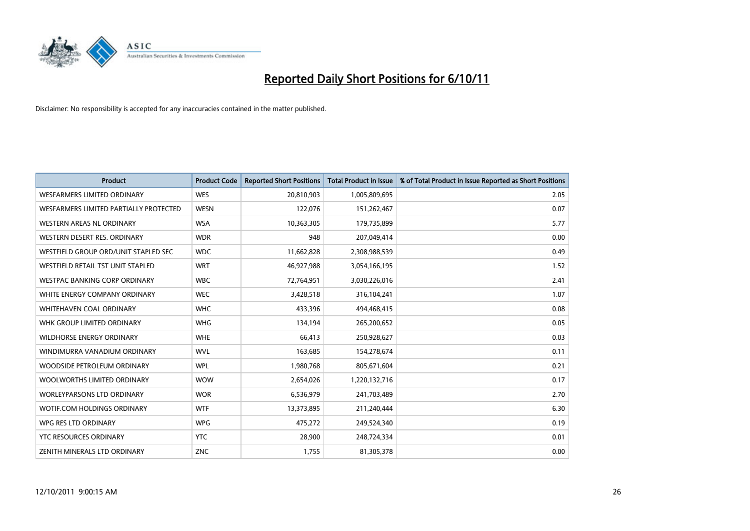# Reported Daily Short Positions for 6/10/11

Disclaimer: No responsibility is accepted for any inaccuracies contained in the matter published.

| Product | Product Code | Reported Short Positions | Total Product in Issue | % of Total Product in Issue Reported as Short Positions |
|---|---|---|---|---|
| WESFARMERS LIMITED ORDINARY | WES | 20,810,903 | 1,005,809,695 | 2.05 |
| WESFARMERS LIMITED PARTIALLY PROTECTED | WESN | 122,076 | 151,262,467 | 0.07 |
| WESTERN AREAS NL ORDINARY | WSA | 10,363,305 | 179,735,899 | 5.77 |
| WESTERN DESERT RES. ORDINARY | WDR | 948 | 207,049,414 | 0.00 |
| WESTFIELD GROUP ORD/UNIT STAPLED SEC | WDC | 11,662,828 | 2,308,988,539 | 0.49 |
| WESTFIELD RETAIL TST UNIT STAPLED | WRT | 46,927,988 | 3,054,166,195 | 1.52 |
| WESTPAC BANKING CORP ORDINARY | WBC | 72,764,951 | 3,030,226,016 | 2.41 |
| WHITE ENERGY COMPANY ORDINARY | WEC | 3,428,518 | 316,104,241 | 1.07 |
| WHITEHAVEN COAL ORDINARY | WHC | 433,396 | 494,468,415 | 0.08 |
| WHK GROUP LIMITED ORDINARY | WHG | 134,194 | 265,200,652 | 0.05 |
| WILDHORSE ENERGY ORDINARY | WHE | 66,413 | 250,928,627 | 0.03 |
| WINDIMURRA VANADIUM ORDINARY | WVL | 163,685 | 154,278,674 | 0.11 |
| WOODSIDE PETROLEUM ORDINARY | WPL | 1,980,768 | 805,671,604 | 0.21 |
| WOOLWORTHS LIMITED ORDINARY | WOW | 2,654,026 | 1,220,132,716 | 0.17 |
| WORLEYPARSONS LTD ORDINARY | WOR | 6,536,979 | 241,703,489 | 2.70 |
| WOTIF.COM HOLDINGS ORDINARY | WTF | 13,373,895 | 211,240,444 | 6.30 |
| WPG RES LTD ORDINARY | WPG | 475,272 | 249,524,340 | 0.19 |
| YTC RESOURCES ORDINARY | YTC | 28,900 | 248,724,334 | 0.01 |
| ZENITH MINERALS LTD ORDINARY | ZNC | 1,755 | 81,305,378 | 0.00 |